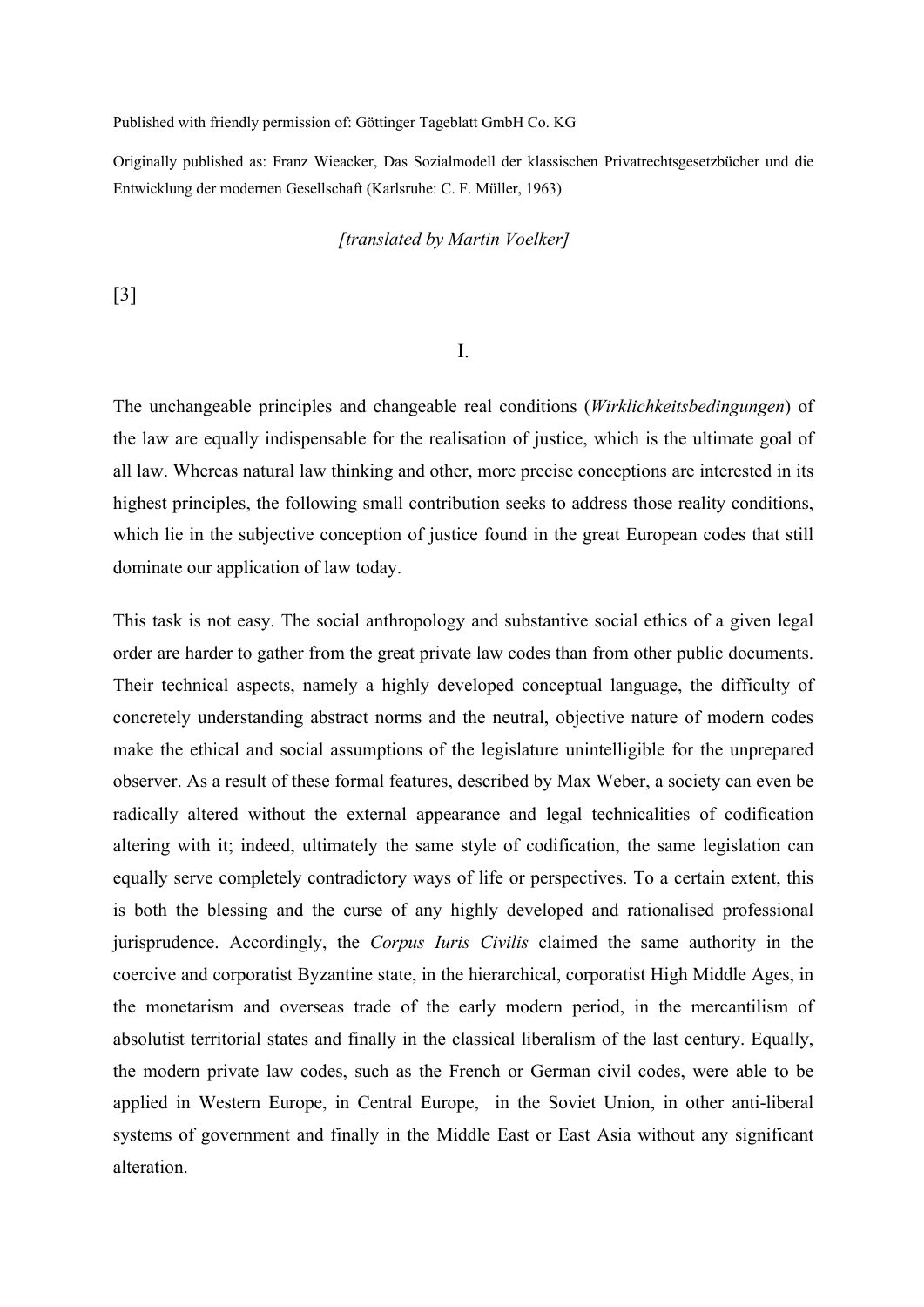Published with friendly permission of: Göttinger Tageblatt GmbH Co. KG

Originally published as: Franz Wieacker, Das Sozialmodell der klassischen Privatrechtsgesetzbücher und die Entwicklung der modernen Gesellschaft (Karlsruhe: C. F. Müller, 1963)

*[translated by Martin Voelker]*

[3]

# I.

The unchangeable principles and changeable real conditions (*Wirklichkeitsbedingungen*) of the law are equally indispensable for the realisation of justice, which is the ultimate goal of all law. Whereas natural law thinking and other, more precise conceptions are interested in its highest principles, the following small contribution seeks to address those reality conditions, which lie in the subjective conception of justice found in the great European codes that still dominate our application of law today.

This task is not easy. The social anthropology and substantive social ethics of a given legal order are harder to gather from the great private law codes than from other public documents. Their technical aspects, namely a highly developed conceptual language, the difficulty of concretely understanding abstract norms and the neutral, objective nature of modern codes make the ethical and social assumptions of the legislature unintelligible for the unprepared observer. As a result of these formal features, described by Max Weber, a society can even be radically altered without the external appearance and legal technicalities of codification altering with it; indeed, ultimately the same style of codification, the same legislation can equally serve completely contradictory ways of life or perspectives. To a certain extent, this is both the blessing and the curse of any highly developed and rationalised professional jurisprudence. Accordingly, the *Corpus Iuris Civilis* claimed the same authority in the coercive and corporatist Byzantine state, in the hierarchical, corporatist High Middle Ages, in the monetarism and overseas trade of the early modern period, in the mercantilism of absolutist territorial states and finally in the classical liberalism of the last century. Equally, the modern private law codes, such as the French or German civil codes, were able to be applied in Western Europe, in Central Europe, in the Soviet Union, in other anti-liberal systems of government and finally in the Middle East or East Asia without any significant alteration.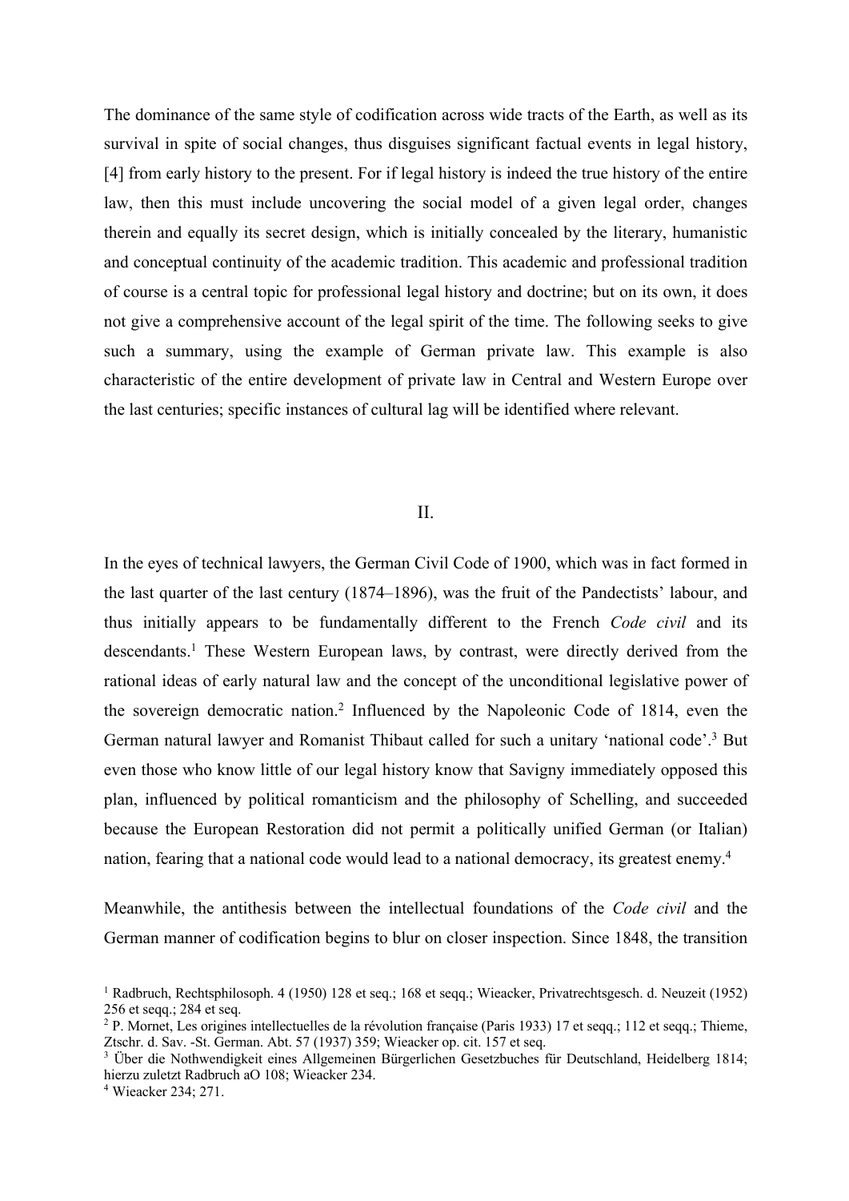The dominance of the same style of codification across wide tracts of the Earth, as well as its survival in spite of social changes, thus disguises significant factual events in legal history, [4] from early history to the present. For if legal history is indeed the true history of the entire law, then this must include uncovering the social model of a given legal order, changes therein and equally its secret design, which is initially concealed by the literary, humanistic and conceptual continuity of the academic tradition. This academic and professional tradition of course is a central topic for professional legal history and doctrine; but on its own, it does not give a comprehensive account of the legal spirit of the time. The following seeks to give such a summary, using the example of German private law. This example is also characteristic of the entire development of private law in Central and Western Europe over the last centuries; specific instances of cultural lag will be identified where relevant.

## II.

In the eyes of technical lawyers, the German Civil Code of 1900, which was in fact formed in the last quarter of the last century (1874–1896), was the fruit of the Pandectists' labour, and thus initially appears to be fundamentally different to the French *Code civil* and its descendants.[1] These Western European laws, by contrast, were directly derived from the rational ideas of early natural law and the concept of the unconditional legislative power of the sovereign democratic nation.[2] Influenced by the Napoleonic Code of 1814, even the German natural lawyer and Romanist Thibaut called for such a unitary 'national code'.[3] But even those who know little of our legal history know that Savigny immediately opposed this plan, influenced by political romanticism and the philosophy of Schelling, and succeeded because the European Restoration did not permit a politically unified German (or Italian) nation, fearing that a national code would lead to a national democracy, its greatest enemy.[4]

Meanwhile, the antithesis between the intellectual foundations of the *Code civil* and the German manner of codification begins to blur on closer inspection. Since 1848, the transition

[1] Radbruch, Rechtsphilosoph. 4 (1950) 128 et seq.; 168 et seqq.; Wieacker, Privatrechtsgesch. d. Neuzeit (1952) 256 et seqq.; 284 et seq.

[2] P. Mornet, Les origines intellectuelles de la révolution française (Paris 1933) 17 et seqq.; 112 et seqq.; Thieme, Ztschr. d. Sav. -St. German. Abt. 57 (1937) 359; Wieacker op. cit. 157 et seq.

[3] Über die Nothwendigkeit eines Allgemeinen Bürgerlichen Gesetzbuches für Deutschland, Heidelberg 1814; hierzu zuletzt Radbruch aO 108; Wieacker 234.

[4] Wieacker 234; 271.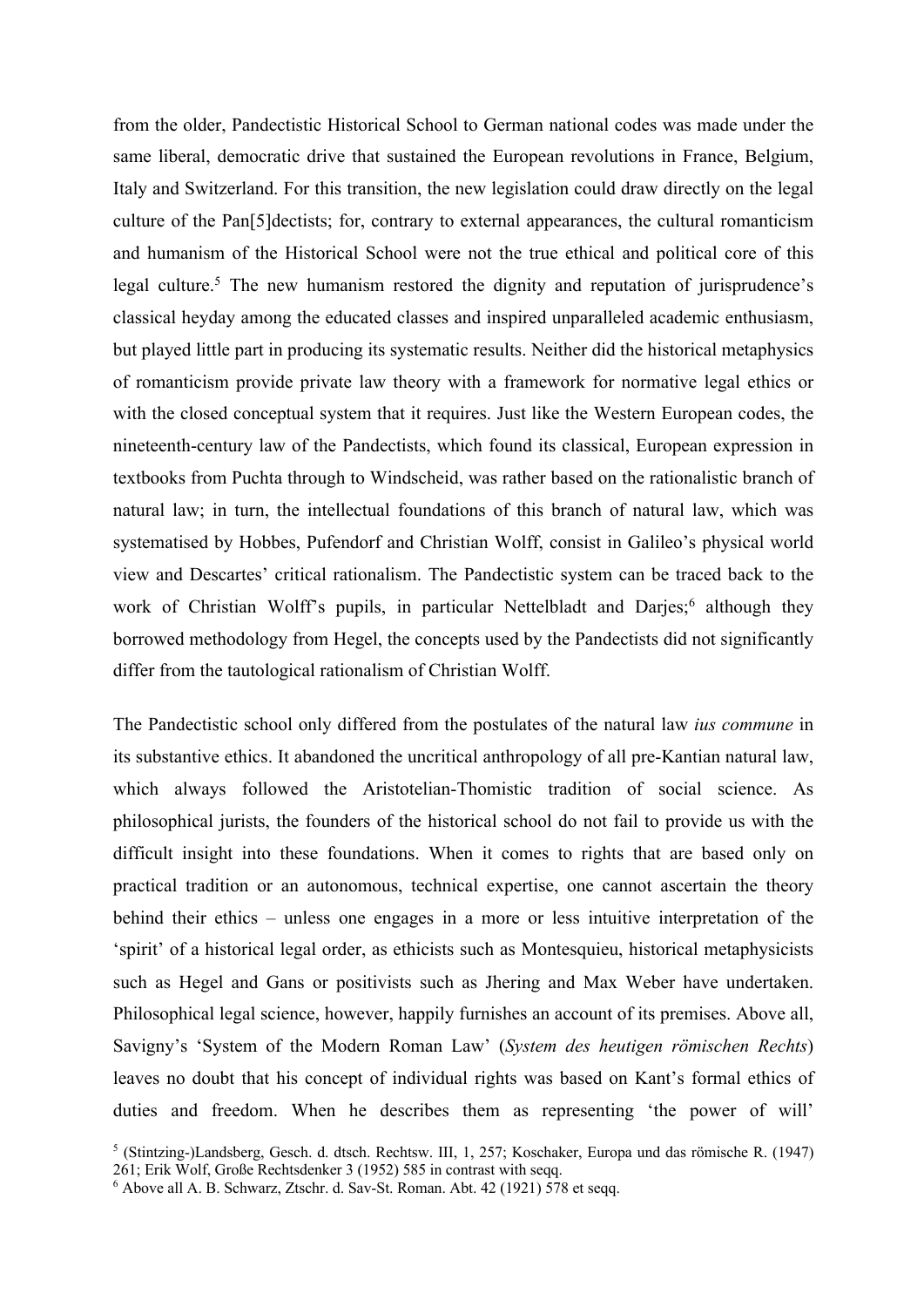from the older, Pandectistic Historical School to German national codes was made under the same liberal, democratic drive that sustained the European revolutions in France, Belgium, Italy and Switzerland. For this transition, the new legislation could draw directly on the legal culture of the Pan[5]dectists; for, contrary to external appearances, the cultural romanticism and humanism of the Historical School were not the true ethical and political core of this legal culture.[5] The new humanism restored the dignity and reputation of jurisprudence's classical heyday among the educated classes and inspired unparalleled academic enthusiasm, but played little part in producing its systematic results. Neither did the historical metaphysics of romanticism provide private law theory with a framework for normative legal ethics or with the closed conceptual system that it requires. Just like the Western European codes, the nineteenth-century law of the Pandectists, which found its classical, European expression in textbooks from Puchta through to Windscheid, was rather based on the rationalistic branch of natural law; in turn, the intellectual foundations of this branch of natural law, which was systematised by Hobbes, Pufendorf and Christian Wolff, consist in Galileo's physical world view and Descartes' critical rationalism. The Pandectistic system can be traced back to the work of Christian Wolff's pupils, in particular Nettelbladt and Darjes;[6] although they borrowed methodology from Hegel, the concepts used by the Pandectists did not significantly differ from the tautological rationalism of Christian Wolff.

The Pandectistic school only differed from the postulates of the natural law *ius commune* in its substantive ethics. It abandoned the uncritical anthropology of all pre-Kantian natural law, which always followed the Aristotelian-Thomistic tradition of social science. As philosophical jurists, the founders of the historical school do not fail to provide us with the difficult insight into these foundations. When it comes to rights that are based only on practical tradition or an autonomous, technical expertise, one cannot ascertain the theory behind their ethics – unless one engages in a more or less intuitive interpretation of the 'spirit' of a historical legal order, as ethicists such as Montesquieu, historical metaphysicists such as Hegel and Gans or positivists such as Jhering and Max Weber have undertaken. Philosophical legal science, however, happily furnishes an account of its premises. Above all, Savigny's 'System of the Modern Roman Law' (*System des heutigen römischen Rechts*) leaves no doubt that his concept of individual rights was based on Kant's formal ethics of duties and freedom. When he describes them as representing 'the power of will'

[5] (Stintzing-)Landsberg, Gesch. d. dtsch. Rechtsw. III, 1, 257; Koschaker, Europa und das römische R. (1947) 261; Erik Wolf, Große Rechtsdenker 3 (1952) 585 in contrast with seqq.

[6] Above all A. B. Schwarz, Ztschr. d. Sav-St. Roman. Abt. 42 (1921) 578 et seqq.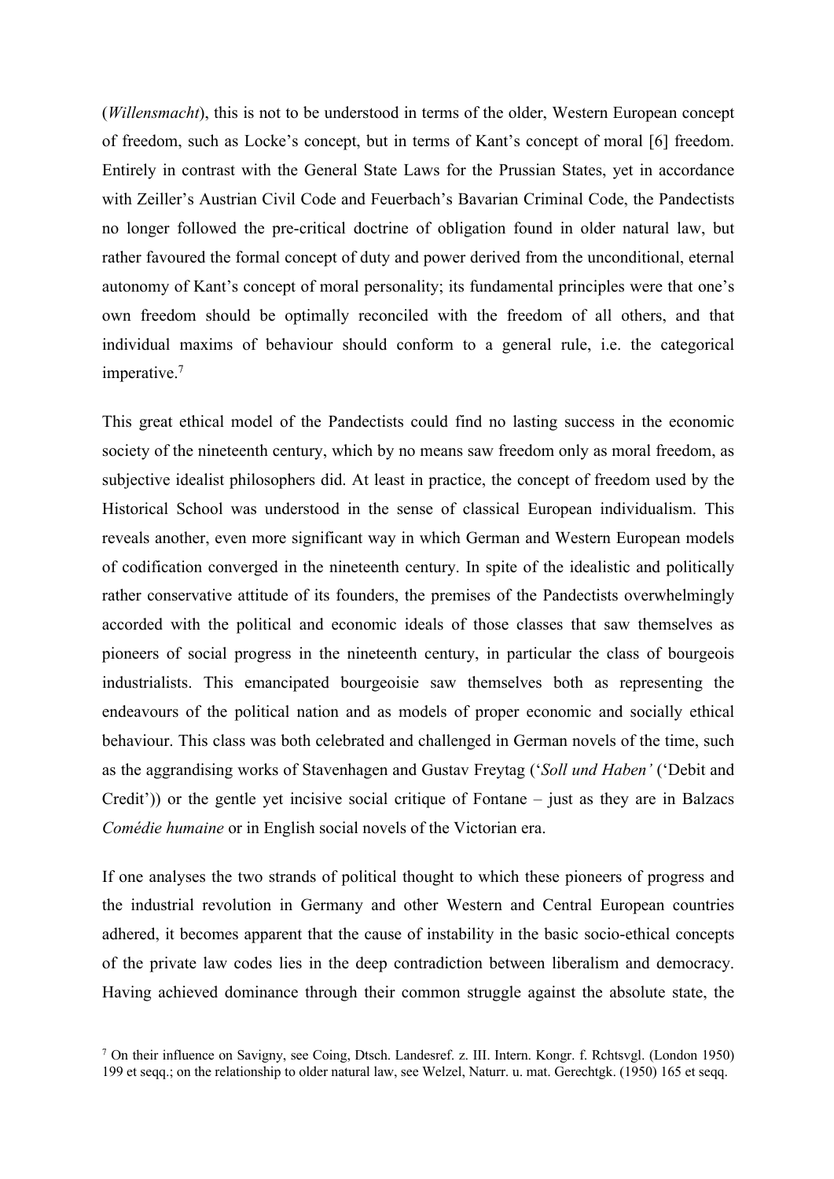(*Willensmacht*), this is not to be understood in terms of the older, Western European concept of freedom, such as Locke's concept, but in terms of Kant's concept of moral [6] freedom. Entirely in contrast with the General State Laws for the Prussian States, yet in accordance with Zeiller's Austrian Civil Code and Feuerbach's Bavarian Criminal Code, the Pandectists no longer followed the pre-critical doctrine of obligation found in older natural law, but rather favoured the formal concept of duty and power derived from the unconditional, eternal autonomy of Kant's concept of moral personality; its fundamental principles were that one's own freedom should be optimally reconciled with the freedom of all others, and that individual maxims of behaviour should conform to a general rule, i.e. the categorical imperative.[7]

This great ethical model of the Pandectists could find no lasting success in the economic society of the nineteenth century, which by no means saw freedom only as moral freedom, as subjective idealist philosophers did. At least in practice, the concept of freedom used by the Historical School was understood in the sense of classical European individualism. This reveals another, even more significant way in which German and Western European models of codification converged in the nineteenth century. In spite of the idealistic and politically rather conservative attitude of its founders, the premises of the Pandectists overwhelmingly accorded with the political and economic ideals of those classes that saw themselves as pioneers of social progress in the nineteenth century, in particular the class of bourgeois industrialists. This emancipated bourgeoisie saw themselves both as representing the endeavours of the political nation and as models of proper economic and socially ethical behaviour. This class was both celebrated and challenged in German novels of the time, such as the aggrandising works of Stavenhagen and Gustav Freytag ('*Soll und Haben'* ('Debit and Credit')) or the gentle yet incisive social critique of Fontane – just as they are in Balzacs *Comédie humaine* or in English social novels of the Victorian era.

If one analyses the two strands of political thought to which these pioneers of progress and the industrial revolution in Germany and other Western and Central European countries adhered, it becomes apparent that the cause of instability in the basic socio-ethical concepts of the private law codes lies in the deep contradiction between liberalism and democracy. Having achieved dominance through their common struggle against the absolute state, the

[7] On their influence on Savigny, see Coing, Dtsch. Landesref. z. III. Intern. Kongr. f. Rchtsvgl. (London 1950) 199 et seqq.; on the relationship to older natural law, see Welzel, Naturr. u. mat. Gerechtgk. (1950) 165 et seqq.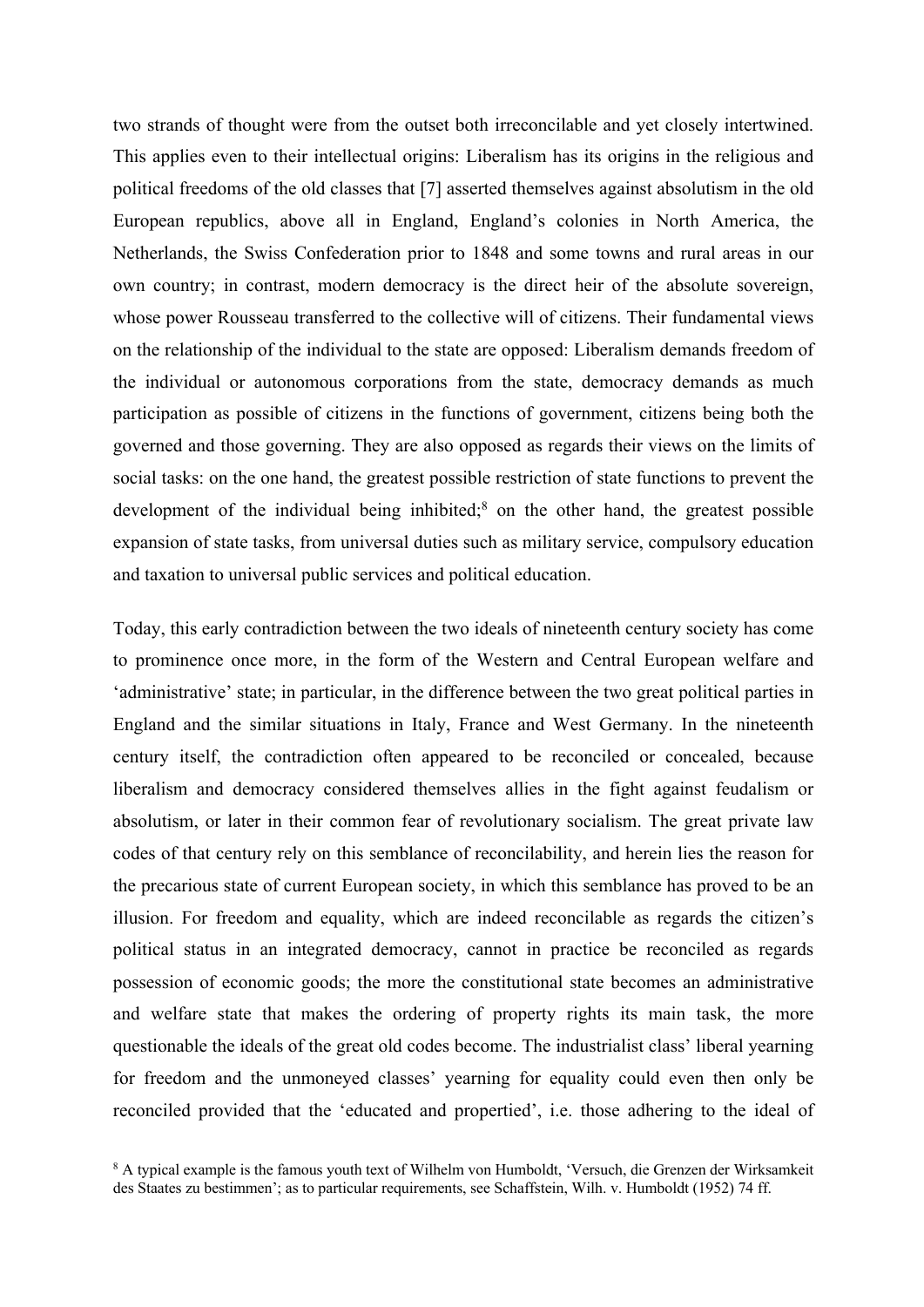two strands of thought were from the outset both irreconcilable and yet closely intertwined. This applies even to their intellectual origins: Liberalism has its origins in the religious and political freedoms of the old classes that [7] asserted themselves against absolutism in the old European republics, above all in England, England's colonies in North America, the Netherlands, the Swiss Confederation prior to 1848 and some towns and rural areas in our own country; in contrast, modern democracy is the direct heir of the absolute sovereign, whose power Rousseau transferred to the collective will of citizens. Their fundamental views on the relationship of the individual to the state are opposed: Liberalism demands freedom of the individual or autonomous corporations from the state, democracy demands as much participation as possible of citizens in the functions of government, citizens being both the governed and those governing. They are also opposed as regards their views on the limits of social tasks: on the one hand, the greatest possible restriction of state functions to prevent the development of the individual being inhibited;[8] on the other hand, the greatest possible expansion of state tasks, from universal duties such as military service, compulsory education and taxation to universal public services and political education.

Today, this early contradiction between the two ideals of nineteenth century society has come to prominence once more, in the form of the Western and Central European welfare and 'administrative' state; in particular, in the difference between the two great political parties in England and the similar situations in Italy, France and West Germany. In the nineteenth century itself, the contradiction often appeared to be reconciled or concealed, because liberalism and democracy considered themselves allies in the fight against feudalism or absolutism, or later in their common fear of revolutionary socialism. The great private law codes of that century rely on this semblance of reconcilability, and herein lies the reason for the precarious state of current European society, in which this semblance has proved to be an illusion. For freedom and equality, which are indeed reconcilable as regards the citizen's political status in an integrated democracy, cannot in practice be reconciled as regards possession of economic goods; the more the constitutional state becomes an administrative and welfare state that makes the ordering of property rights its main task, the more questionable the ideals of the great old codes become. The industrialist class' liberal yearning for freedom and the unmoneyed classes' yearning for equality could even then only be reconciled provided that the 'educated and propertied', i.e. those adhering to the ideal of

[8] A typical example is the famous youth text of Wilhelm von Humboldt, 'Versuch, die Grenzen der Wirksamkeit des Staates zu bestimmen'; as to particular requirements, see Schaffstein, Wilh. v. Humboldt (1952) 74 ff.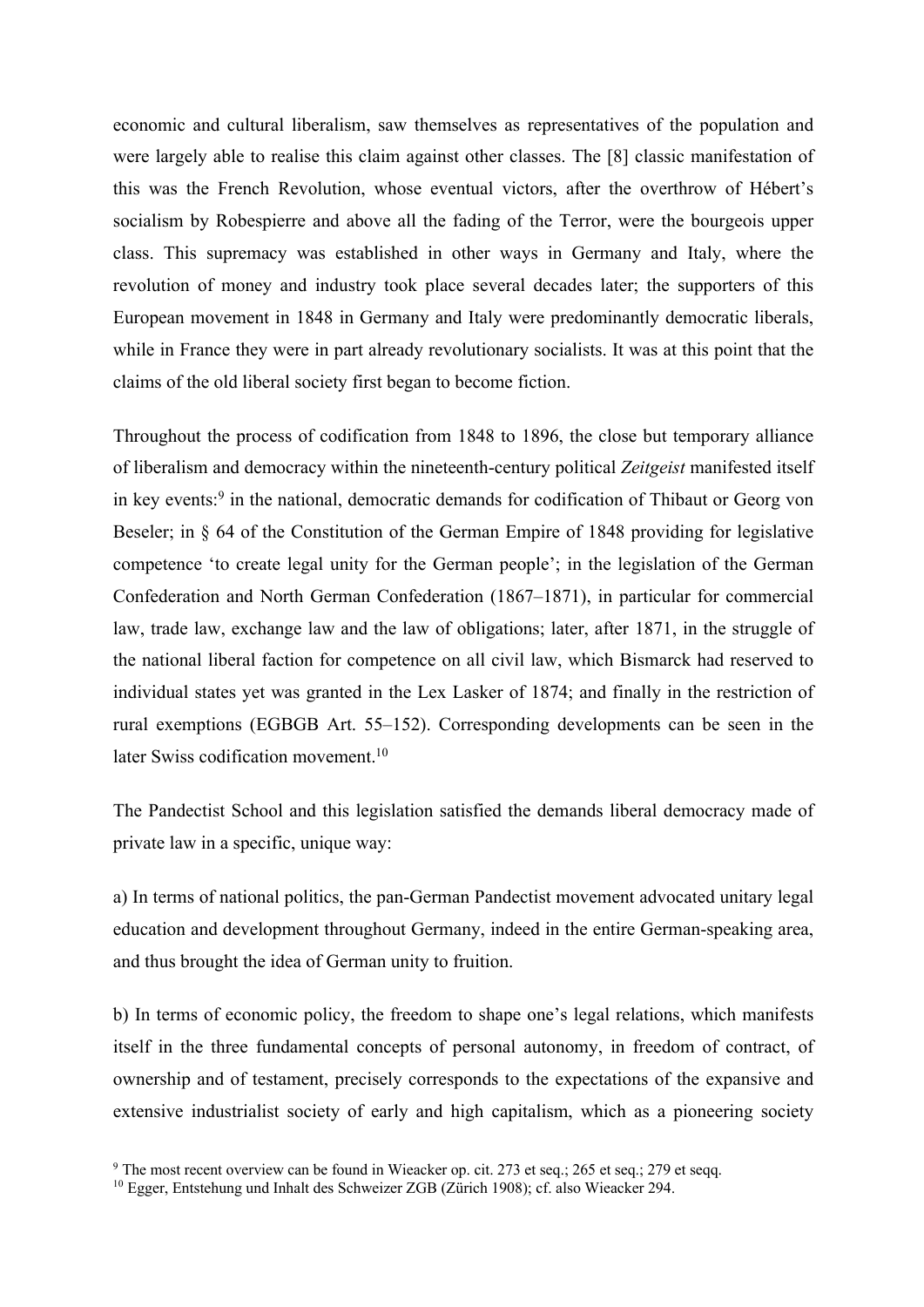economic and cultural liberalism, saw themselves as representatives of the population and were largely able to realise this claim against other classes. The [8] classic manifestation of this was the French Revolution, whose eventual victors, after the overthrow of Hébert's socialism by Robespierre and above all the fading of the Terror, were the bourgeois upper class. This supremacy was established in other ways in Germany and Italy, where the revolution of money and industry took place several decades later; the supporters of this European movement in 1848 in Germany and Italy were predominantly democratic liberals, while in France they were in part already revolutionary socialists. It was at this point that the claims of the old liberal society first began to become fiction.

Throughout the process of codification from 1848 to 1896, the close but temporary alliance of liberalism and democracy within the nineteenth-century political *Zeitgeist* manifested itself in key events:[9] in the national, democratic demands for codification of Thibaut or Georg von Beseler; in § 64 of the Constitution of the German Empire of 1848 providing for legislative competence 'to create legal unity for the German people'; in the legislation of the German Confederation and North German Confederation (1867–1871), in particular for commercial law, trade law, exchange law and the law of obligations; later, after 1871, in the struggle of the national liberal faction for competence on all civil law, which Bismarck had reserved to individual states yet was granted in the Lex Lasker of 1874; and finally in the restriction of rural exemptions (EGBGB Art. 55–152). Corresponding developments can be seen in the later Swiss codification movement.[10]

The Pandectist School and this legislation satisfied the demands liberal democracy made of private law in a specific, unique way:

a) In terms of national politics, the pan-German Pandectist movement advocated unitary legal education and development throughout Germany, indeed in the entire German-speaking area, and thus brought the idea of German unity to fruition.

b) In terms of economic policy, the freedom to shape one's legal relations, which manifests itself in the three fundamental concepts of personal autonomy, in freedom of contract, of ownership and of testament, precisely corresponds to the expectations of the expansive and extensive industrialist society of early and high capitalism, which as a pioneering society

[9] The most recent overview can be found in Wieacker op. cit. 273 et seq.; 265 et seq.; 279 et seqq.

[10] Egger, Entstehung und Inhalt des Schweizer ZGB (Zürich 1908); cf. also Wieacker 294.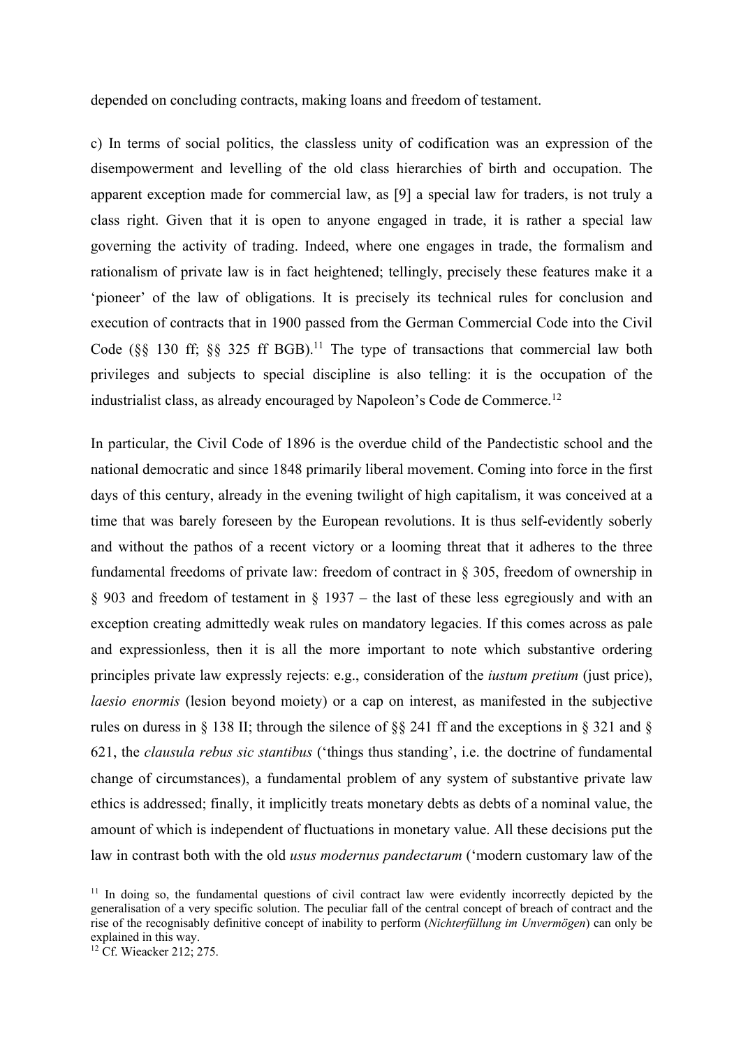depended on concluding contracts, making loans and freedom of testament.

c) In terms of social politics, the classless unity of codification was an expression of the disempowerment and levelling of the old class hierarchies of birth and occupation. The apparent exception made for commercial law, as [9] a special law for traders, is not truly a class right. Given that it is open to anyone engaged in trade, it is rather a special law governing the activity of trading. Indeed, where one engages in trade, the formalism and rationalism of private law is in fact heightened; tellingly, precisely these features make it a 'pioneer' of the law of obligations. It is precisely its technical rules for conclusion and execution of contracts that in 1900 passed from the German Commercial Code into the Civil Code (§§ 130 ff; §§ 325 ff BGB).[11] The type of transactions that commercial law both privileges and subjects to special discipline is also telling: it is the occupation of the industrialist class, as already encouraged by Napoleon's Code de Commerce.[12]

In particular, the Civil Code of 1896 is the overdue child of the Pandectistic school and the national democratic and since 1848 primarily liberal movement. Coming into force in the first days of this century, already in the evening twilight of high capitalism, it was conceived at a time that was barely foreseen by the European revolutions. It is thus self-evidently soberly and without the pathos of a recent victory or a looming threat that it adheres to the three fundamental freedoms of private law: freedom of contract in § 305, freedom of ownership in § 903 and freedom of testament in § 1937 – the last of these less egregiously and with an exception creating admittedly weak rules on mandatory legacies. If this comes across as pale and expressionless, then it is all the more important to note which substantive ordering principles private law expressly rejects: e.g., consideration of the *iustum pretium* (just price), *laesio enormis* (lesion beyond moiety) or a cap on interest, as manifested in the subjective rules on duress in § 138 II; through the silence of §§ 241 ff and the exceptions in § 321 and § 621, the *clausula rebus sic stantibus* ('things thus standing', i.e. the doctrine of fundamental change of circumstances), a fundamental problem of any system of substantive private law ethics is addressed; finally, it implicitly treats monetary debts as debts of a nominal value, the amount of which is independent of fluctuations in monetary value. All these decisions put the law in contrast both with the old *usus modernus pandectarum* ('modern customary law of the

[11] In doing so, the fundamental questions of civil contract law were evidently incorrectly depicted by the generalisation of a very specific solution. The peculiar fall of the central concept of breach of contract and the rise of the recognisably definitive concept of inability to perform (*Nichterfüllung im Unvermögen*) can only be explained in this way.

[12] Cf. Wieacker 212; 275.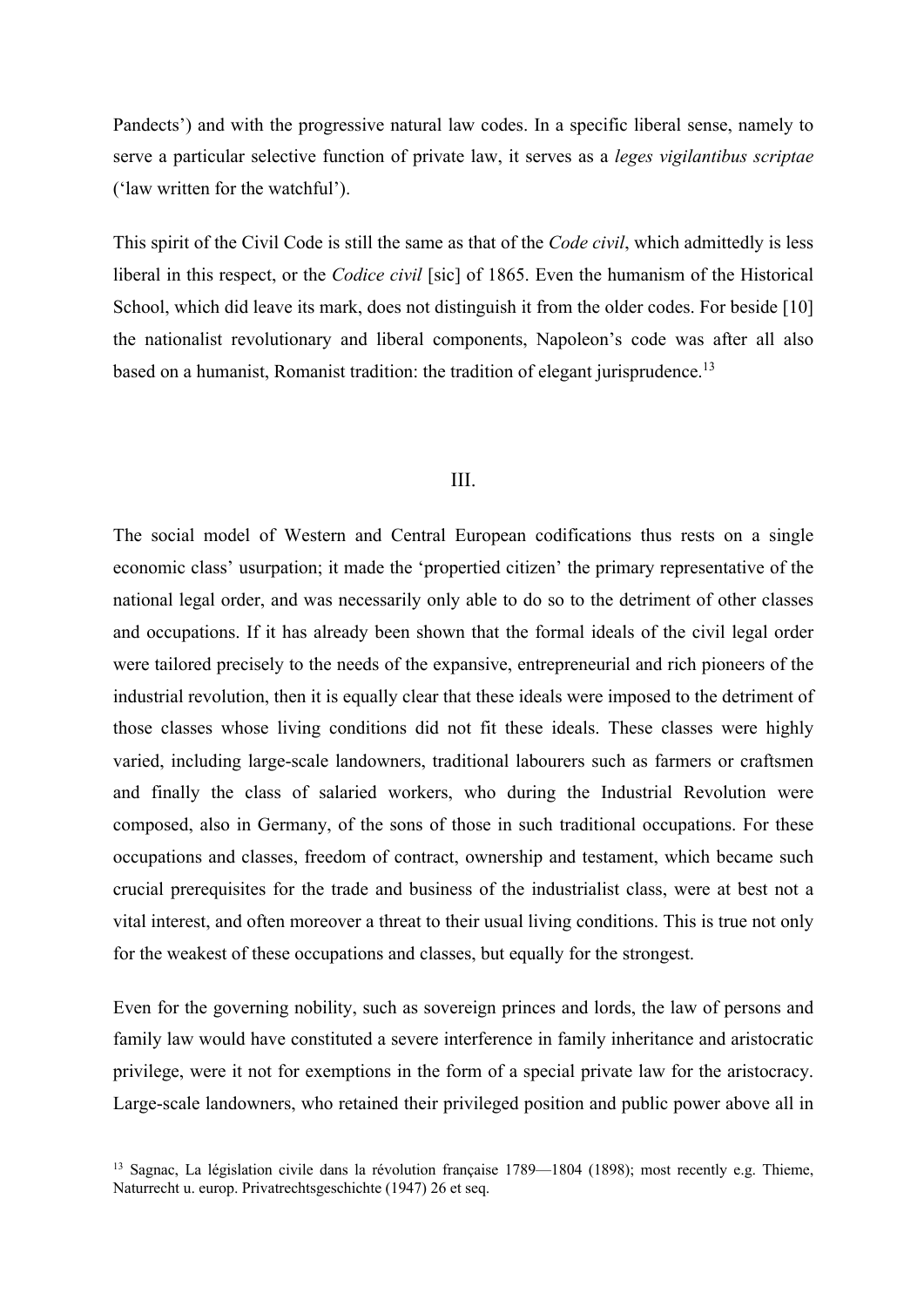Pandects') and with the progressive natural law codes. In a specific liberal sense, namely to serve a particular selective function of private law, it serves as a *leges vigilantibus scriptae* ('law written for the watchful').

This spirit of the Civil Code is still the same as that of the *Code civil*, which admittedly is less liberal in this respect, or the *Codice civil* [sic] of 1865. Even the humanism of the Historical School, which did leave its mark, does not distinguish it from the older codes. For beside [10] the nationalist revolutionary and liberal components, Napoleon's code was after all also based on a humanist, Romanist tradition: the tradition of elegant jurisprudence.[13]

## III.

The social model of Western and Central European codifications thus rests on a single economic class' usurpation; it made the 'propertied citizen' the primary representative of the national legal order, and was necessarily only able to do so to the detriment of other classes and occupations. If it has already been shown that the formal ideals of the civil legal order were tailored precisely to the needs of the expansive, entrepreneurial and rich pioneers of the industrial revolution, then it is equally clear that these ideals were imposed to the detriment of those classes whose living conditions did not fit these ideals. These classes were highly varied, including large-scale landowners, traditional labourers such as farmers or craftsmen and finally the class of salaried workers, who during the Industrial Revolution were composed, also in Germany, of the sons of those in such traditional occupations. For these occupations and classes, freedom of contract, ownership and testament, which became such crucial prerequisites for the trade and business of the industrialist class, were at best not a vital interest, and often moreover a threat to their usual living conditions. This is true not only for the weakest of these occupations and classes, but equally for the strongest.

Even for the governing nobility, such as sovereign princes and lords, the law of persons and family law would have constituted a severe interference in family inheritance and aristocratic privilege, were it not for exemptions in the form of a special private law for the aristocracy. Large-scale landowners, who retained their privileged position and public power above all in

[13] Sagnac, La législation civile dans la révolution française 1789—1804 (1898); most recently e.g. Thieme, Naturrecht u. europ. Privatrechtsgeschichte (1947) 26 et seq.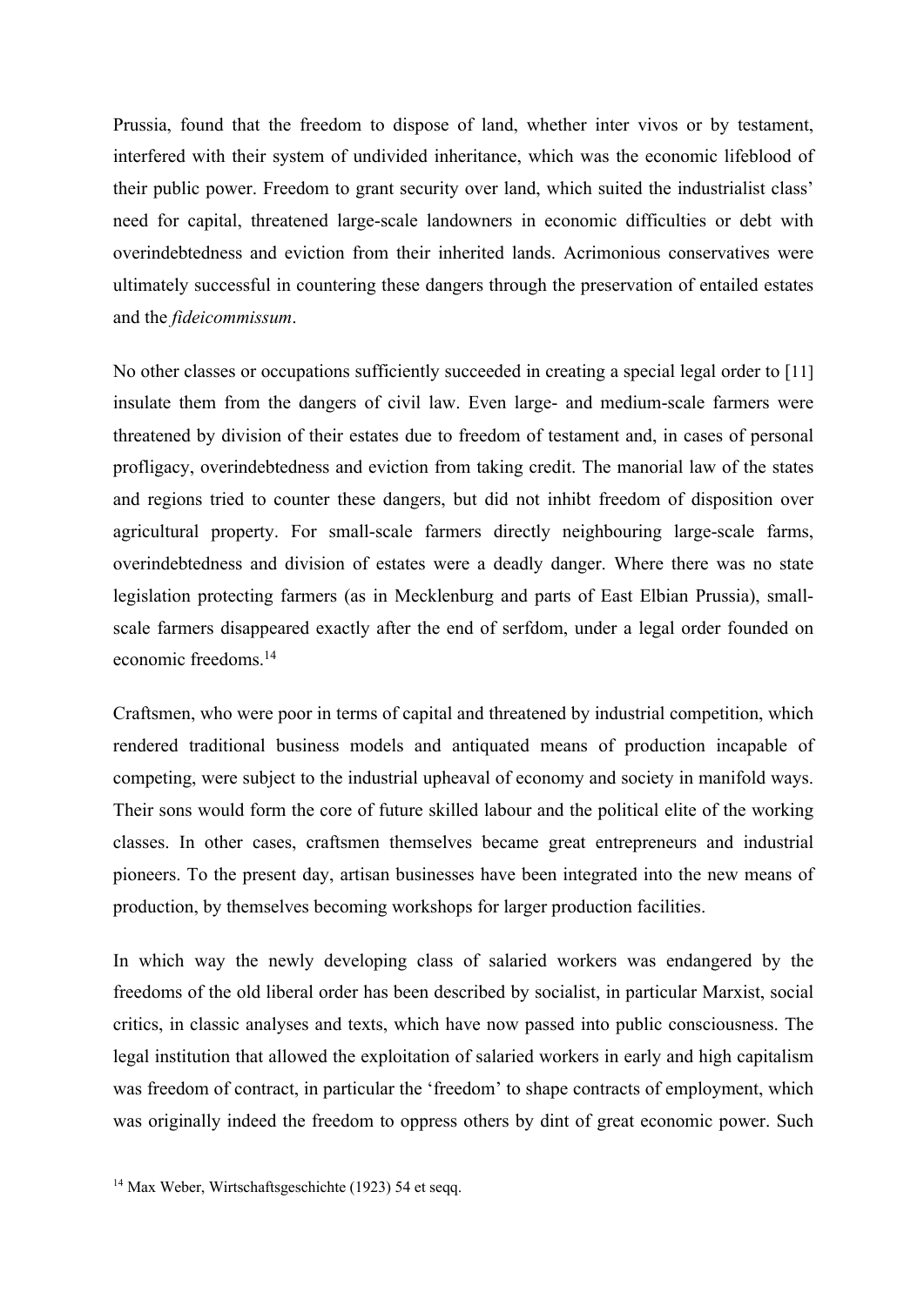Prussia, found that the freedom to dispose of land, whether inter vivos or by testament, interfered with their system of undivided inheritance, which was the economic lifeblood of their public power. Freedom to grant security over land, which suited the industrialist class' need for capital, threatened large-scale landowners in economic difficulties or debt with overindebtedness and eviction from their inherited lands. Acrimonious conservatives were ultimately successful in countering these dangers through the preservation of entailed estates and the *fideicommissum*.

No other classes or occupations sufficiently succeeded in creating a special legal order to [11] insulate them from the dangers of civil law. Even large- and medium-scale farmers were threatened by division of their estates due to freedom of testament and, in cases of personal profligacy, overindebtedness and eviction from taking credit. The manorial law of the states and regions tried to counter these dangers, but did not inhibt freedom of disposition over agricultural property. For small-scale farmers directly neighbouring large-scale farms, overindebtedness and division of estates were a deadly danger. Where there was no state legislation protecting farmers (as in Mecklenburg and parts of East Elbian Prussia), small-scale farmers disappeared exactly after the end of serfdom, under a legal order founded on economic freedoms.[14]

Craftsmen, who were poor in terms of capital and threatened by industrial competition, which rendered traditional business models and antiquated means of production incapable of competing, were subject to the industrial upheaval of economy and society in manifold ways. Their sons would form the core of future skilled labour and the political elite of the working classes. In other cases, craftsmen themselves became great entrepreneurs and industrial pioneers. To the present day, artisan businesses have been integrated into the new means of production, by themselves becoming workshops for larger production facilities.

In which way the newly developing class of salaried workers was endangered by the freedoms of the old liberal order has been described by socialist, in particular Marxist, social critics, in classic analyses and texts, which have now passed into public consciousness. The legal institution that allowed the exploitation of salaried workers in early and high capitalism was freedom of contract, in particular the 'freedom' to shape contracts of employment, which was originally indeed the freedom to oppress others by dint of great economic power. Such

[14] Max Weber, Wirtschaftsgeschichte (1923) 54 et seqq.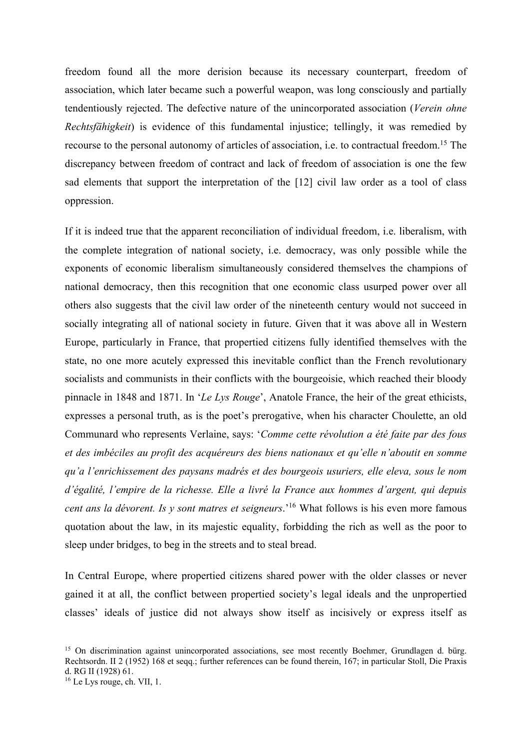freedom found all the more derision because its necessary counterpart, freedom of association, which later became such a powerful weapon, was long consciously and partially tendentiously rejected. The defective nature of the unincorporated association (*Verein ohne Rechtsfähigkeit*) is evidence of this fundamental injustice; tellingly, it was remedied by recourse to the personal autonomy of articles of association, i.e. to contractual freedom.[15] The discrepancy between freedom of contract and lack of freedom of association is one the few sad elements that support the interpretation of the [12] civil law order as a tool of class oppression.

If it is indeed true that the apparent reconciliation of individual freedom, i.e. liberalism, with the complete integration of national society, i.e. democracy, was only possible while the exponents of economic liberalism simultaneously considered themselves the champions of national democracy, then this recognition that one economic class usurped power over all others also suggests that the civil law order of the nineteenth century would not succeed in socially integrating all of national society in future. Given that it was above all in Western Europe, particularly in France, that propertied citizens fully identified themselves with the state, no one more acutely expressed this inevitable conflict than the French revolutionary socialists and communists in their conflicts with the bourgeoisie, which reached their bloody pinnacle in 1848 and 1871. In '*Le Lys Rouge*', Anatole France, the heir of the great ethicists, expresses a personal truth, as is the poet's prerogative, when his character Choulette, an old Communard who represents Verlaine, says: '*Comme cette révolution a été faite par des fous et des imbéciles au profit des acquéreurs des biens nationaux et qu'elle n'aboutit en somme qu'a l'enrichissement des paysans madrés et des bourgeois usuriers, elle eleva, sous le nom d'égalité, l'empire de la richesse. Elle a livré la France aux hommes d'argent, qui depuis cent ans la dévorent. Is y sont matres et seigneurs*.'[16] What follows is his even more famous quotation about the law, in its majestic equality, forbidding the rich as well as the poor to sleep under bridges, to beg in the streets and to steal bread.

In Central Europe, where propertied citizens shared power with the older classes or never gained it at all, the conflict between propertied society's legal ideals and the unpropertied classes' ideals of justice did not always show itself as incisively or express itself as

[15] On discrimination against unincorporated associations, see most recently Boehmer, Grundlagen d. bürg. Rechtsordn. II 2 (1952) 168 et seqq.; further references can be found therein, 167; in particular Stoll, Die Praxis d. RG II (1928) 61.

[16] Le Lys rouge, ch. VII, 1.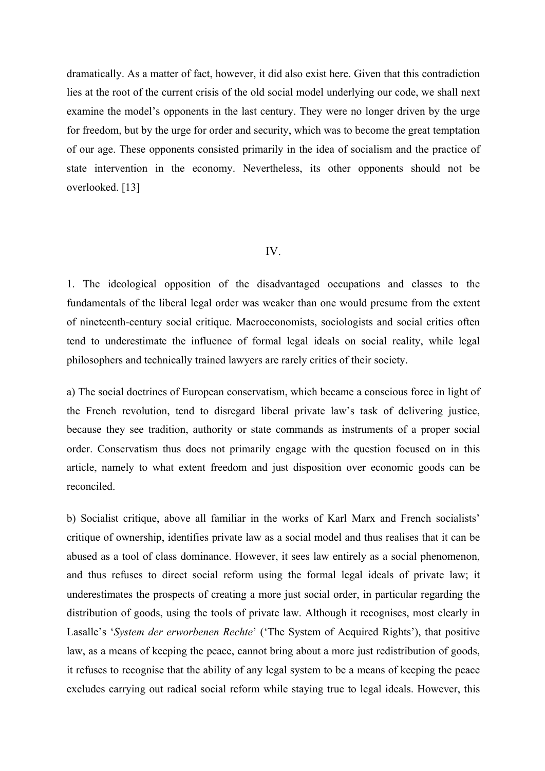dramatically. As a matter of fact, however, it did also exist here. Given that this contradiction lies at the root of the current crisis of the old social model underlying our code, we shall next examine the model's opponents in the last century. They were no longer driven by the urge for freedom, but by the urge for order and security, which was to become the great temptation of our age. These opponents consisted primarily in the idea of socialism and the practice of state intervention in the economy. Nevertheless, its other opponents should not be overlooked. [13]

## IV.

1. The ideological opposition of the disadvantaged occupations and classes to the fundamentals of the liberal legal order was weaker than one would presume from the extent of nineteenth-century social critique. Macroeconomists, sociologists and social critics often tend to underestimate the influence of formal legal ideals on social reality, while legal philosophers and technically trained lawyers are rarely critics of their society.

a) The social doctrines of European conservatism, which became a conscious force in light of the French revolution, tend to disregard liberal private law's task of delivering justice, because they see tradition, authority or state commands as instruments of a proper social order. Conservatism thus does not primarily engage with the question focused on in this article, namely to what extent freedom and just disposition over economic goods can be reconciled.

b) Socialist critique, above all familiar in the works of Karl Marx and French socialists' critique of ownership, identifies private law as a social model and thus realises that it can be abused as a tool of class dominance. However, it sees law entirely as a social phenomenon, and thus refuses to direct social reform using the formal legal ideals of private law; it underestimates the prospects of creating a more just social order, in particular regarding the distribution of goods, using the tools of private law. Although it recognises, most clearly in Lasalle's '*System der erworbenen Rechte*' ('The System of Acquired Rights'), that positive law, as a means of keeping the peace, cannot bring about a more just redistribution of goods, it refuses to recognise that the ability of any legal system to be a means of keeping the peace excludes carrying out radical social reform while staying true to legal ideals. However, this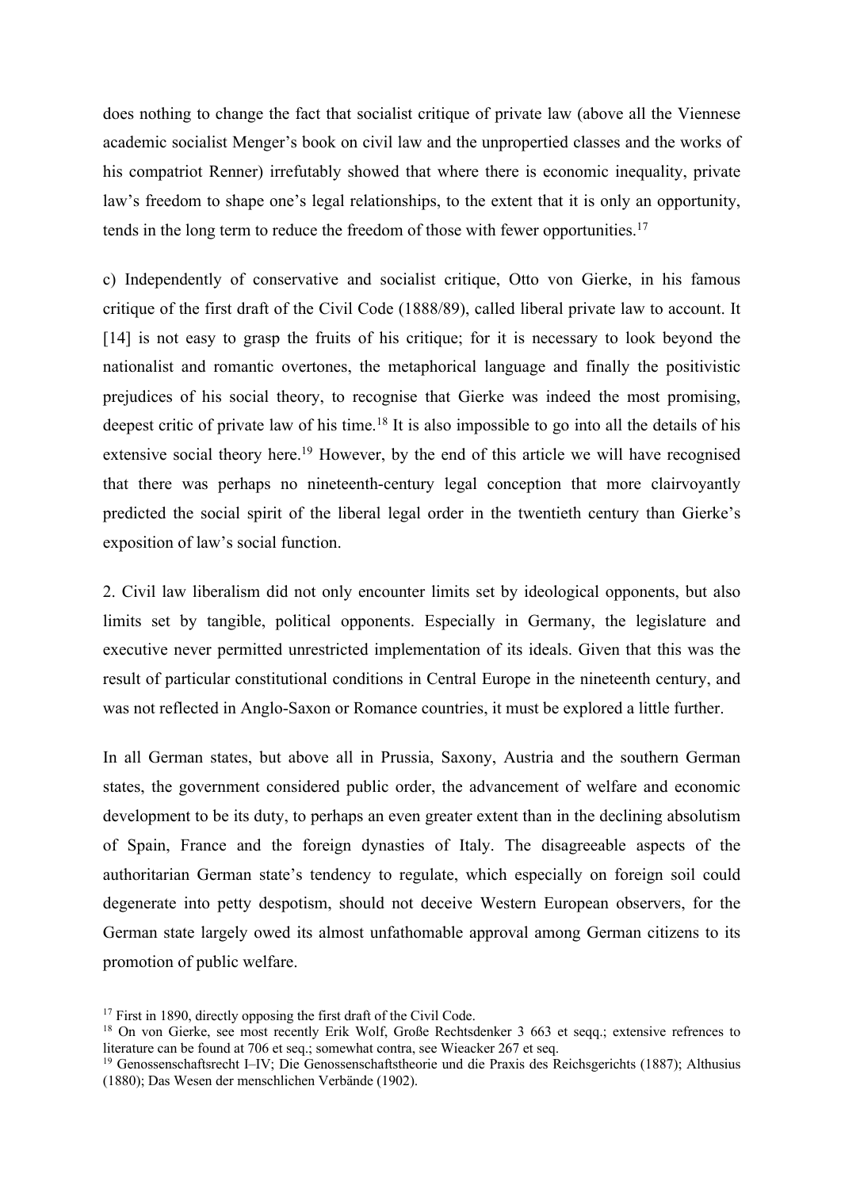does nothing to change the fact that socialist critique of private law (above all the Viennese academic socialist Menger's book on civil law and the unpropertied classes and the works of his compatriot Renner) irrefutably showed that where there is economic inequality, private law's freedom to shape one's legal relationships, to the extent that it is only an opportunity, tends in the long term to reduce the freedom of those with fewer opportunities.[17]

c) Independently of conservative and socialist critique, Otto von Gierke, in his famous critique of the first draft of the Civil Code (1888/89), called liberal private law to account. It [14] is not easy to grasp the fruits of his critique; for it is necessary to look beyond the nationalist and romantic overtones, the metaphorical language and finally the positivistic prejudices of his social theory, to recognise that Gierke was indeed the most promising, deepest critic of private law of his time.[18] It is also impossible to go into all the details of his extensive social theory here.[19] However, by the end of this article we will have recognised that there was perhaps no nineteenth-century legal conception that more clairvoyantly predicted the social spirit of the liberal legal order in the twentieth century than Gierke's exposition of law's social function.

2. Civil law liberalism did not only encounter limits set by ideological opponents, but also limits set by tangible, political opponents. Especially in Germany, the legislature and executive never permitted unrestricted implementation of its ideals. Given that this was the result of particular constitutional conditions in Central Europe in the nineteenth century, and was not reflected in Anglo-Saxon or Romance countries, it must be explored a little further.

In all German states, but above all in Prussia, Saxony, Austria and the southern German states, the government considered public order, the advancement of welfare and economic development to be its duty, to perhaps an even greater extent than in the declining absolutism of Spain, France and the foreign dynasties of Italy. The disagreeable aspects of the authoritarian German state's tendency to regulate, which especially on foreign soil could degenerate into petty despotism, should not deceive Western European observers, for the German state largely owed its almost unfathomable approval among German citizens to its promotion of public welfare.

[17] First in 1890, directly opposing the first draft of the Civil Code.

[18] On von Gierke, see most recently Erik Wolf, Große Rechtsdenker 3 663 et seqq.; extensive refrences to literature can be found at 706 et seq.; somewhat contra, see Wieacker 267 et seq.

[19] Genossenschaftsrecht I–IV; Die Genossenschaftstheorie und die Praxis des Reichsgerichts (1887); Althusius (1880); Das Wesen der menschlichen Verbände (1902).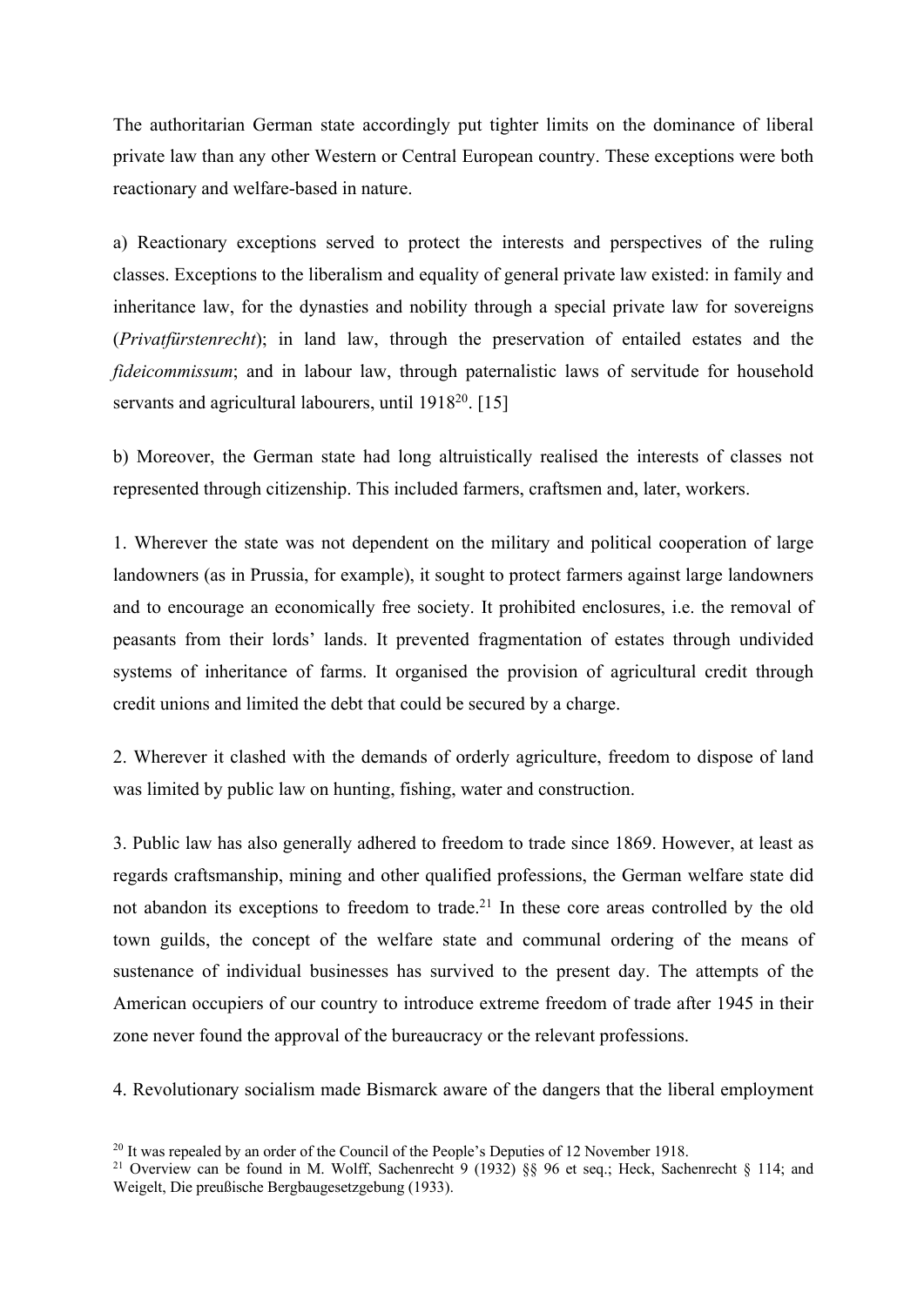The authoritarian German state accordingly put tighter limits on the dominance of liberal private law than any other Western or Central European country. These exceptions were both reactionary and welfare-based in nature.

a) Reactionary exceptions served to protect the interests and perspectives of the ruling classes. Exceptions to the liberalism and equality of general private law existed: in family and inheritance law, for the dynasties and nobility through a special private law for sovereigns (*Privatfürstenrecht*); in land law, through the preservation of entailed estates and the *fideicommissum*; and in labour law, through paternalistic laws of servitude for household servants and agricultural labourers, until 1918[20]. [15]

b) Moreover, the German state had long altruistically realised the interests of classes not represented through citizenship. This included farmers, craftsmen and, later, workers.

1. Wherever the state was not dependent on the military and political cooperation of large landowners (as in Prussia, for example), it sought to protect farmers against large landowners and to encourage an economically free society. It prohibited enclosures, i.e. the removal of peasants from their lords' lands. It prevented fragmentation of estates through undivided systems of inheritance of farms. It organised the provision of agricultural credit through credit unions and limited the debt that could be secured by a charge.

2. Wherever it clashed with the demands of orderly agriculture, freedom to dispose of land was limited by public law on hunting, fishing, water and construction.

3. Public law has also generally adhered to freedom to trade since 1869. However, at least as regards craftsmanship, mining and other qualified professions, the German welfare state did not abandon its exceptions to freedom to trade.[21] In these core areas controlled by the old town guilds, the concept of the welfare state and communal ordering of the means of sustenance of individual businesses has survived to the present day. The attempts of the American occupiers of our country to introduce extreme freedom of trade after 1945 in their zone never found the approval of the bureaucracy or the relevant professions.

4. Revolutionary socialism made Bismarck aware of the dangers that the liberal employment

[20] It was repealed by an order of the Council of the People's Deputies of 12 November 1918.

[21] Overview can be found in M. Wolff, Sachenrecht 9 (1932) §§ 96 et seq.; Heck, Sachenrecht § 114; and Weigelt, Die preußische Bergbaugesetzgebung (1933).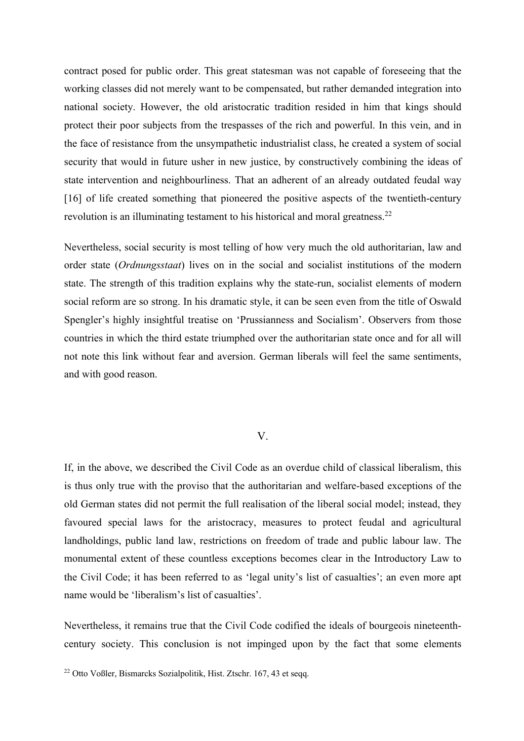contract posed for public order. This great statesman was not capable of foreseeing that the working classes did not merely want to be compensated, but rather demanded integration into national society. However, the old aristocratic tradition resided in him that kings should protect their poor subjects from the trespasses of the rich and powerful. In this vein, and in the face of resistance from the unsympathetic industrialist class, he created a system of social security that would in future usher in new justice, by constructively combining the ideas of state intervention and neighbourliness. That an adherent of an already outdated feudal way [16] of life created something that pioneered the positive aspects of the twentieth-century revolution is an illuminating testament to his historical and moral greatness.[22]

Nevertheless, social security is most telling of how very much the old authoritarian, law and order state (*Ordnungsstaat*) lives on in the social and socialist institutions of the modern state. The strength of this tradition explains why the state-run, socialist elements of modern social reform are so strong. In his dramatic style, it can be seen even from the title of Oswald Spengler's highly insightful treatise on 'Prussianness and Socialism'. Observers from those countries in which the third estate triumphed over the authoritarian state once and for all will not note this link without fear and aversion. German liberals will feel the same sentiments, and with good reason.

## V.

If, in the above, we described the Civil Code as an overdue child of classical liberalism, this is thus only true with the proviso that the authoritarian and welfare-based exceptions of the old German states did not permit the full realisation of the liberal social model; instead, they favoured special laws for the aristocracy, measures to protect feudal and agricultural landholdings, public land law, restrictions on freedom of trade and public labour law. The monumental extent of these countless exceptions becomes clear in the Introductory Law to the Civil Code; it has been referred to as 'legal unity's list of casualties'; an even more apt name would be 'liberalism's list of casualties'.

Nevertheless, it remains true that the Civil Code codified the ideals of bourgeois nineteenth-century society. This conclusion is not impinged upon by the fact that some elements

[22] Otto Voßler, Bismarcks Sozialpolitik, Hist. Ztschr. 167, 43 et seqq.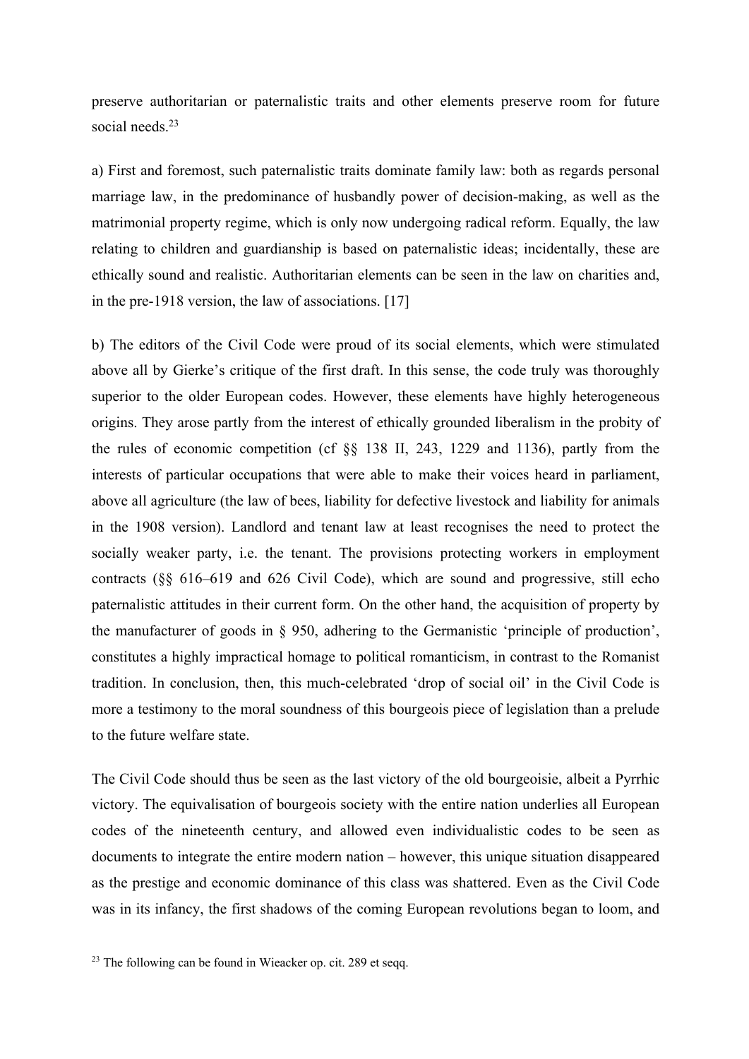preserve authoritarian or paternalistic traits and other elements preserve room for future social needs.[23]

a) First and foremost, such paternalistic traits dominate family law: both as regards personal marriage law, in the predominance of husbandly power of decision-making, as well as the matrimonial property regime, which is only now undergoing radical reform. Equally, the law relating to children and guardianship is based on paternalistic ideas; incidentally, these are ethically sound and realistic. Authoritarian elements can be seen in the law on charities and, in the pre-1918 version, the law of associations. [17]

b) The editors of the Civil Code were proud of its social elements, which were stimulated above all by Gierke's critique of the first draft. In this sense, the code truly was thoroughly superior to the older European codes. However, these elements have highly heterogeneous origins. They arose partly from the interest of ethically grounded liberalism in the probity of the rules of economic competition (cf §§ 138 II, 243, 1229 and 1136), partly from the interests of particular occupations that were able to make their voices heard in parliament, above all agriculture (the law of bees, liability for defective livestock and liability for animals in the 1908 version). Landlord and tenant law at least recognises the need to protect the socially weaker party, i.e. the tenant. The provisions protecting workers in employment contracts (§§ 616–619 and 626 Civil Code), which are sound and progressive, still echo paternalistic attitudes in their current form. On the other hand, the acquisition of property by the manufacturer of goods in § 950, adhering to the Germanistic 'principle of production', constitutes a highly impractical homage to political romanticism, in contrast to the Romanist tradition. In conclusion, then, this much-celebrated 'drop of social oil' in the Civil Code is more a testimony to the moral soundness of this bourgeois piece of legislation than a prelude to the future welfare state.

The Civil Code should thus be seen as the last victory of the old bourgeoisie, albeit a Pyrrhic victory. The equivalisation of bourgeois society with the entire nation underlies all European codes of the nineteenth century, and allowed even individualistic codes to be seen as documents to integrate the entire modern nation – however, this unique situation disappeared as the prestige and economic dominance of this class was shattered. Even as the Civil Code was in its infancy, the first shadows of the coming European revolutions began to loom, and

[23] The following can be found in Wieacker op. cit. 289 et seqq.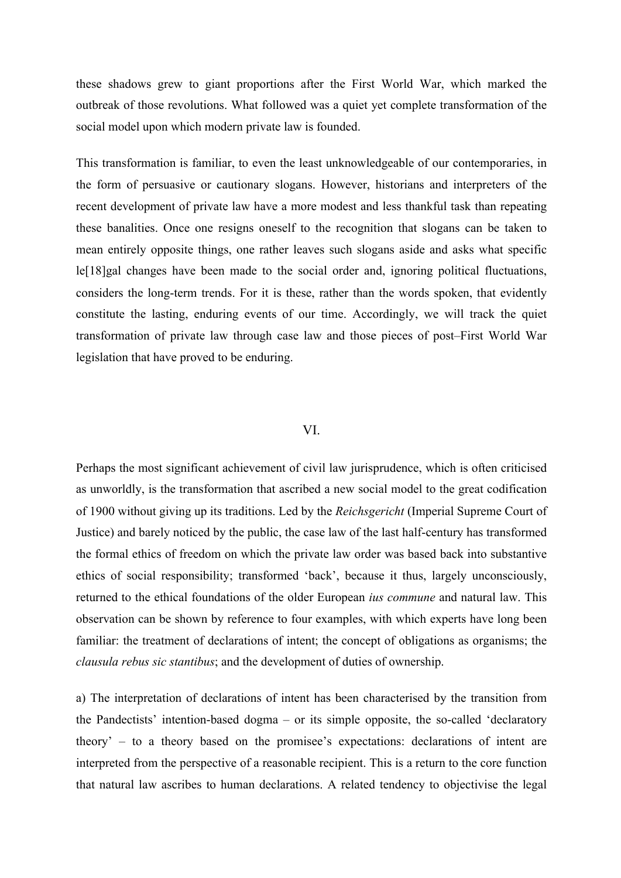these shadows grew to giant proportions after the First World War, which marked the outbreak of those revolutions. What followed was a quiet yet complete transformation of the social model upon which modern private law is founded.

This transformation is familiar, to even the least unknowledgeable of our contemporaries, in the form of persuasive or cautionary slogans. However, historians and interpreters of the recent development of private law have a more modest and less thankful task than repeating these banalities. Once one resigns oneself to the recognition that slogans can be taken to mean entirely opposite things, one rather leaves such slogans aside and asks what specific le[18]gal changes have been made to the social order and, ignoring political fluctuations, considers the long-term trends. For it is these, rather than the words spoken, that evidently constitute the lasting, enduring events of our time. Accordingly, we will track the quiet transformation of private law through case law and those pieces of post–First World War legislation that have proved to be enduring.

## VI.

Perhaps the most significant achievement of civil law jurisprudence, which is often criticised as unworldly, is the transformation that ascribed a new social model to the great codification of 1900 without giving up its traditions. Led by the *Reichsgericht* (Imperial Supreme Court of Justice) and barely noticed by the public, the case law of the last half-century has transformed the formal ethics of freedom on which the private law order was based back into substantive ethics of social responsibility; transformed 'back', because it thus, largely unconsciously, returned to the ethical foundations of the older European *ius commune* and natural law. This observation can be shown by reference to four examples, with which experts have long been familiar: the treatment of declarations of intent; the concept of obligations as organisms; the *clausula rebus sic stantibus*; and the development of duties of ownership.

a) The interpretation of declarations of intent has been characterised by the transition from the Pandectists' intention-based dogma – or its simple opposite, the so-called 'declaratory theory' – to a theory based on the promisee's expectations: declarations of intent are interpreted from the perspective of a reasonable recipient. This is a return to the core function that natural law ascribes to human declarations. A related tendency to objectivise the legal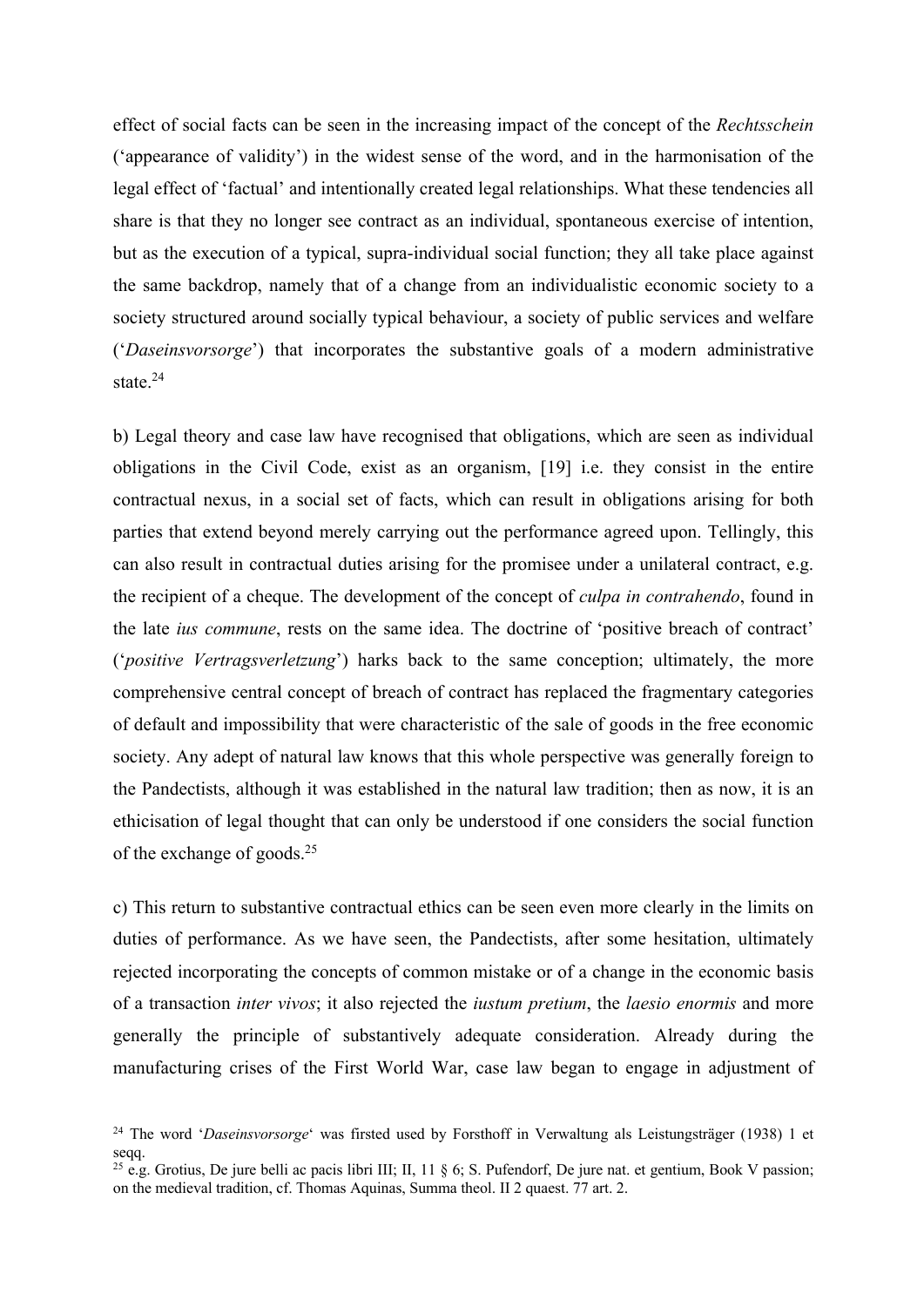effect of social facts can be seen in the increasing impact of the concept of the *Rechtsschein* ('appearance of validity') in the widest sense of the word, and in the harmonisation of the legal effect of 'factual' and intentionally created legal relationships. What these tendencies all share is that they no longer see contract as an individual, spontaneous exercise of intention, but as the execution of a typical, supra-individual social function; they all take place against the same backdrop, namely that of a change from an individualistic economic society to a society structured around socially typical behaviour, a society of public services and welfare ('*Daseinsvorsorge*') that incorporates the substantive goals of a modern administrative state.[24]

b) Legal theory and case law have recognised that obligations, which are seen as individual obligations in the Civil Code, exist as an organism, [19] i.e. they consist in the entire contractual nexus, in a social set of facts, which can result in obligations arising for both parties that extend beyond merely carrying out the performance agreed upon. Tellingly, this can also result in contractual duties arising for the promisee under a unilateral contract, e.g. the recipient of a cheque. The development of the concept of *culpa in contrahendo*, found in the late *ius commune*, rests on the same idea. The doctrine of 'positive breach of contract' ('*positive Vertragsverletzung*') harks back to the same conception; ultimately, the more comprehensive central concept of breach of contract has replaced the fragmentary categories of default and impossibility that were characteristic of the sale of goods in the free economic society. Any adept of natural law knows that this whole perspective was generally foreign to the Pandectists, although it was established in the natural law tradition; then as now, it is an ethicisation of legal thought that can only be understood if one considers the social function of the exchange of goods.[25]

c) This return to substantive contractual ethics can be seen even more clearly in the limits on duties of performance. As we have seen, the Pandectists, after some hesitation, ultimately rejected incorporating the concepts of common mistake or of a change in the economic basis of a transaction *inter vivos*; it also rejected the *iustum pretium*, the *laesio enormis* and more generally the principle of substantively adequate consideration. Already during the manufacturing crises of the First World War, case law began to engage in adjustment of

[24] The word '*Daseinsvorsorge*' was firsted used by Forsthoff in Verwaltung als Leistungsträger (1938) 1 et seqq.

[25] e.g. Grotius, De jure belli ac pacis libri III; II, 11 § 6; S. Pufendorf, De jure nat. et gentium, Book V passion; on the medieval tradition, cf. Thomas Aquinas, Summa theol. II 2 quaest. 77 art. 2.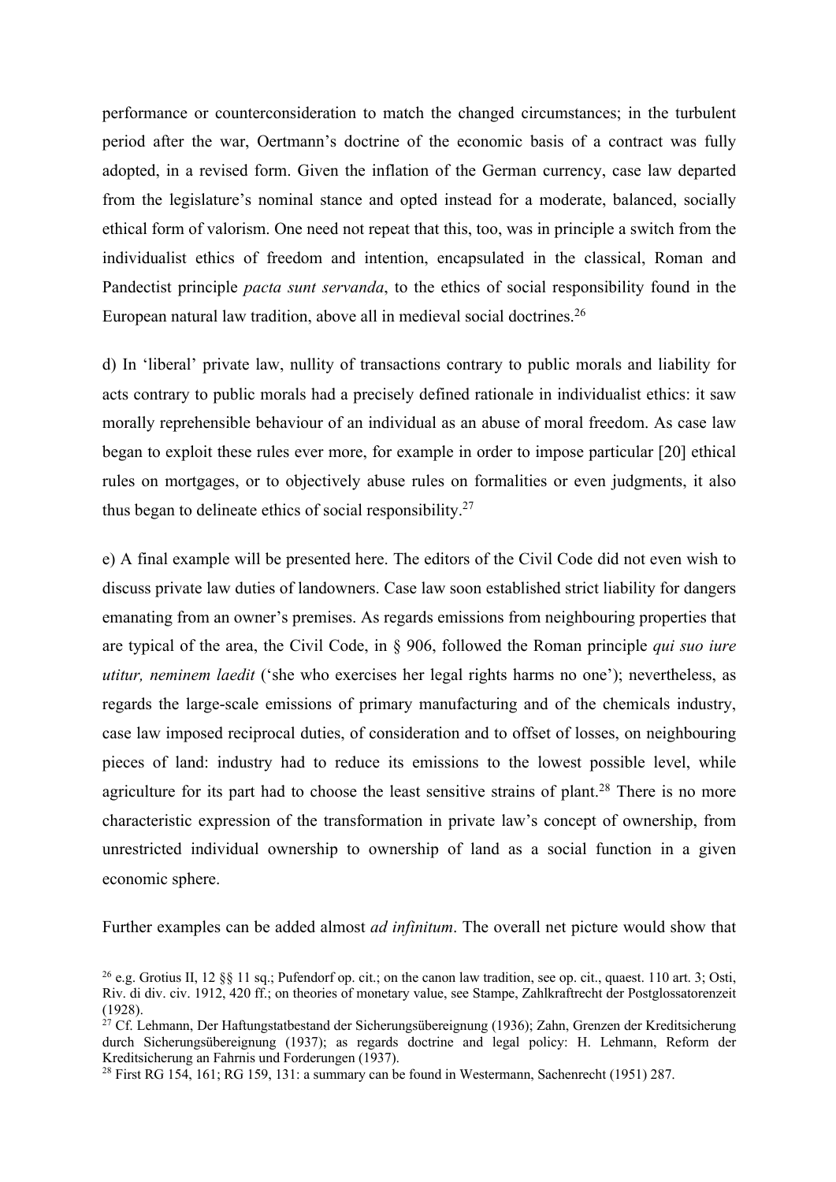performance or counterconsideration to match the changed circumstances; in the turbulent period after the war, Oertmann's doctrine of the economic basis of a contract was fully adopted, in a revised form. Given the inflation of the German currency, case law departed from the legislature's nominal stance and opted instead for a moderate, balanced, socially ethical form of valorism. One need not repeat that this, too, was in principle a switch from the individualist ethics of freedom and intention, encapsulated in the classical, Roman and Pandectist principle *pacta sunt servanda*, to the ethics of social responsibility found in the European natural law tradition, above all in medieval social doctrines.[26]

d) In 'liberal' private law, nullity of transactions contrary to public morals and liability for acts contrary to public morals had a precisely defined rationale in individualist ethics: it saw morally reprehensible behaviour of an individual as an abuse of moral freedom. As case law began to exploit these rules ever more, for example in order to impose particular [20] ethical rules on mortgages, or to objectively abuse rules on formalities or even judgments, it also thus began to delineate ethics of social responsibility.[27]

e) A final example will be presented here. The editors of the Civil Code did not even wish to discuss private law duties of landowners. Case law soon established strict liability for dangers emanating from an owner's premises. As regards emissions from neighbouring properties that are typical of the area, the Civil Code, in § 906, followed the Roman principle *qui suo iure utitur, neminem laedit* ('she who exercises her legal rights harms no one'); nevertheless, as regards the large-scale emissions of primary manufacturing and of the chemicals industry, case law imposed reciprocal duties, of consideration and to offset of losses, on neighbouring pieces of land: industry had to reduce its emissions to the lowest possible level, while agriculture for its part had to choose the least sensitive strains of plant.[28] There is no more characteristic expression of the transformation in private law's concept of ownership, from unrestricted individual ownership to ownership of land as a social function in a given economic sphere.

Further examples can be added almost *ad infinitum*. The overall net picture would show that

[26] e.g. Grotius II, 12 §§ 11 sq.; Pufendorf op. cit.; on the canon law tradition, see op. cit., quaest. 110 art. 3; Osti, Riv. di div. civ. 1912, 420 ff.; on theories of monetary value, see Stampe, Zahlkraftrecht der Postglossatorenzeit (1928).

[27] Cf. Lehmann, Der Haftungstatbestand der Sicherungsübereignung (1936); Zahn, Grenzen der Kreditsicherung durch Sicherungsübereignung (1937); as regards doctrine and legal policy: H. Lehmann, Reform der Kreditsicherung an Fahrnis und Forderungen (1937).

[28] First RG 154, 161; RG 159, 131: a summary can be found in Westermann, Sachenrecht (1951) 287.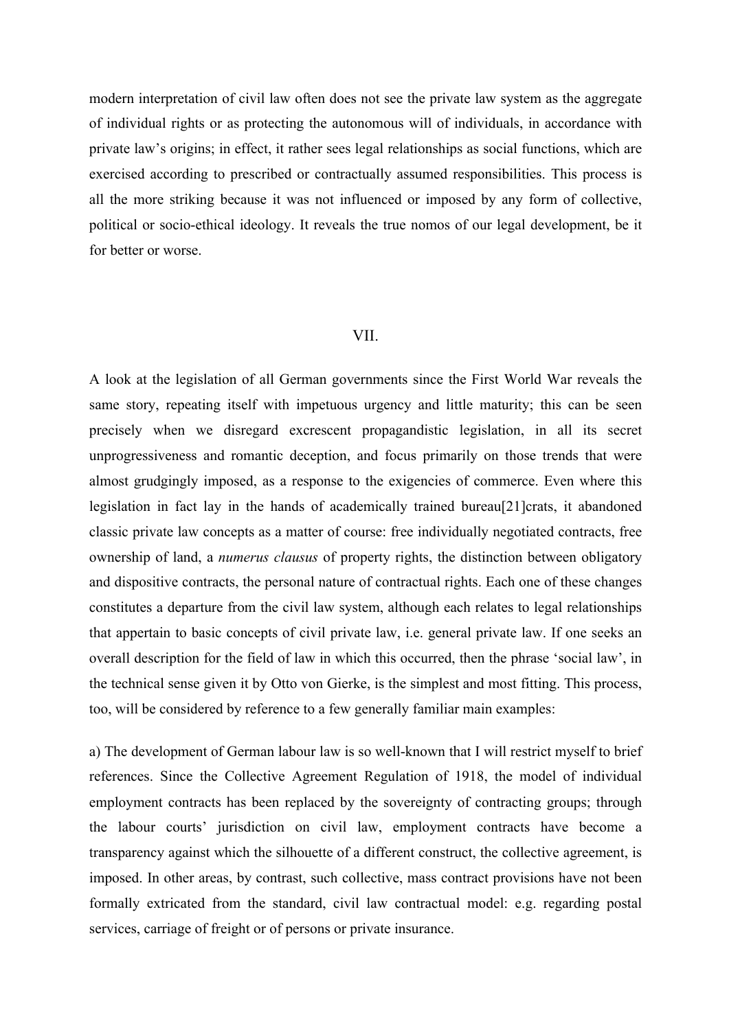modern interpretation of civil law often does not see the private law system as the aggregate of individual rights or as protecting the autonomous will of individuals, in accordance with private law's origins; in effect, it rather sees legal relationships as social functions, which are exercised according to prescribed or contractually assumed responsibilities. This process is all the more striking because it was not influenced or imposed by any form of collective, political or socio-ethical ideology. It reveals the true nomos of our legal development, be it for better or worse.

## VII.

A look at the legislation of all German governments since the First World War reveals the same story, repeating itself with impetuous urgency and little maturity; this can be seen precisely when we disregard excrescent propagandistic legislation, in all its secret unprogressiveness and romantic deception, and focus primarily on those trends that were almost grudgingly imposed, as a response to the exigencies of commerce. Even where this legislation in fact lay in the hands of academically trained bureau[21]crats, it abandoned classic private law concepts as a matter of course: free individually negotiated contracts, free ownership of land, a *numerus clausus* of property rights, the distinction between obligatory and dispositive contracts, the personal nature of contractual rights. Each one of these changes constitutes a departure from the civil law system, although each relates to legal relationships that appertain to basic concepts of civil private law, i.e. general private law. If one seeks an overall description for the field of law in which this occurred, then the phrase 'social law', in the technical sense given it by Otto von Gierke, is the simplest and most fitting. This process, too, will be considered by reference to a few generally familiar main examples:

a) The development of German labour law is so well-known that I will restrict myself to brief references. Since the Collective Agreement Regulation of 1918, the model of individual employment contracts has been replaced by the sovereignty of contracting groups; through the labour courts' jurisdiction on civil law, employment contracts have become a transparency against which the silhouette of a different construct, the collective agreement, is imposed. In other areas, by contrast, such collective, mass contract provisions have not been formally extricated from the standard, civil law contractual model: e.g. regarding postal services, carriage of freight or of persons or private insurance.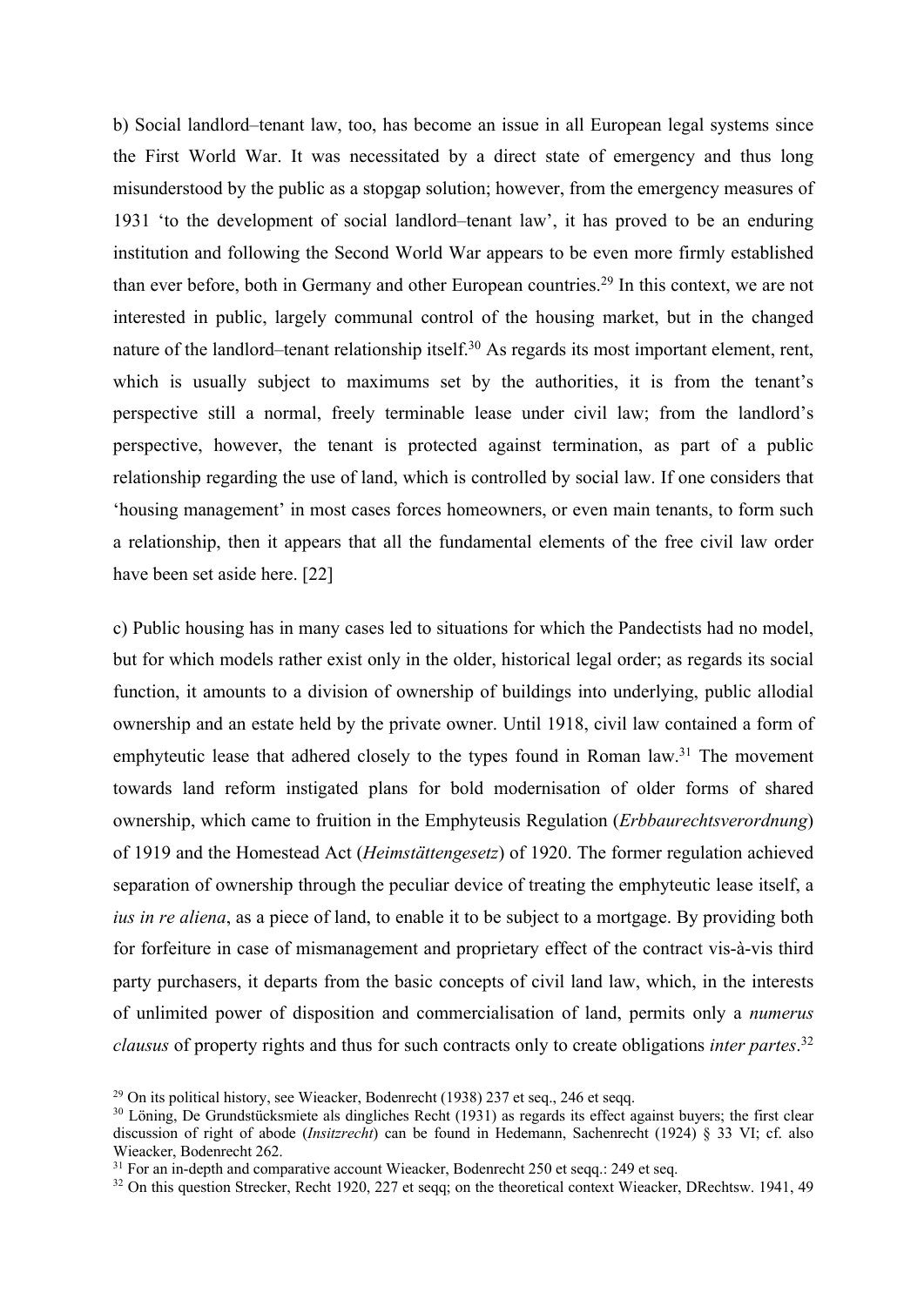b) Social landlord–tenant law, too, has become an issue in all European legal systems since the First World War. It was necessitated by a direct state of emergency and thus long misunderstood by the public as a stopgap solution; however, from the emergency measures of 1931 'to the development of social landlord–tenant law', it has proved to be an enduring institution and following the Second World War appears to be even more firmly established than ever before, both in Germany and other European countries.[29] In this context, we are not interested in public, largely communal control of the housing market, but in the changed nature of the landlord–tenant relationship itself.[30] As regards its most important element, rent, which is usually subject to maximums set by the authorities, it is from the tenant's perspective still a normal, freely terminable lease under civil law; from the landlord's perspective, however, the tenant is protected against termination, as part of a public relationship regarding the use of land, which is controlled by social law. If one considers that 'housing management' in most cases forces homeowners, or even main tenants, to form such a relationship, then it appears that all the fundamental elements of the free civil law order have been set aside here. [22]

c) Public housing has in many cases led to situations for which the Pandectists had no model, but for which models rather exist only in the older, historical legal order; as regards its social function, it amounts to a division of ownership of buildings into underlying, public allodial ownership and an estate held by the private owner. Until 1918, civil law contained a form of emphyteutic lease that adhered closely to the types found in Roman law.[31] The movement towards land reform instigated plans for bold modernisation of older forms of shared ownership, which came to fruition in the Emphyteusis Regulation (*Erbbaurechtsverordnung*) of 1919 and the Homestead Act (*Heimstättengesetz*) of 1920. The former regulation achieved separation of ownership through the peculiar device of treating the emphyteutic lease itself, a *ius in re aliena*, as a piece of land, to enable it to be subject to a mortgage. By providing both for forfeiture in case of mismanagement and proprietary effect of the contract vis-à-vis third party purchasers, it departs from the basic concepts of civil land law, which, in the interests of unlimited power of disposition and commercialisation of land, permits only a *numerus clausus* of property rights and thus for such contracts only to create obligations *inter partes*.[32]

[29] On its political history, see Wieacker, Bodenrecht (1938) 237 et seq., 246 et seqq.

[30] Löning, De Grundstücksmiete als dingliches Recht (1931) as regards its effect against buyers; the first clear discussion of right of abode (*Insitzrecht*) can be found in Hedemann, Sachenrecht (1924) § 33 VI; cf. also Wieacker, Bodenrecht 262.

[31] For an in-depth and comparative account Wieacker, Bodenrecht 250 et seqq.: 249 et seq.

[32] On this question Strecker, Recht 1920, 227 et seqq; on the theoretical context Wieacker, DRechtsw. 1941, 49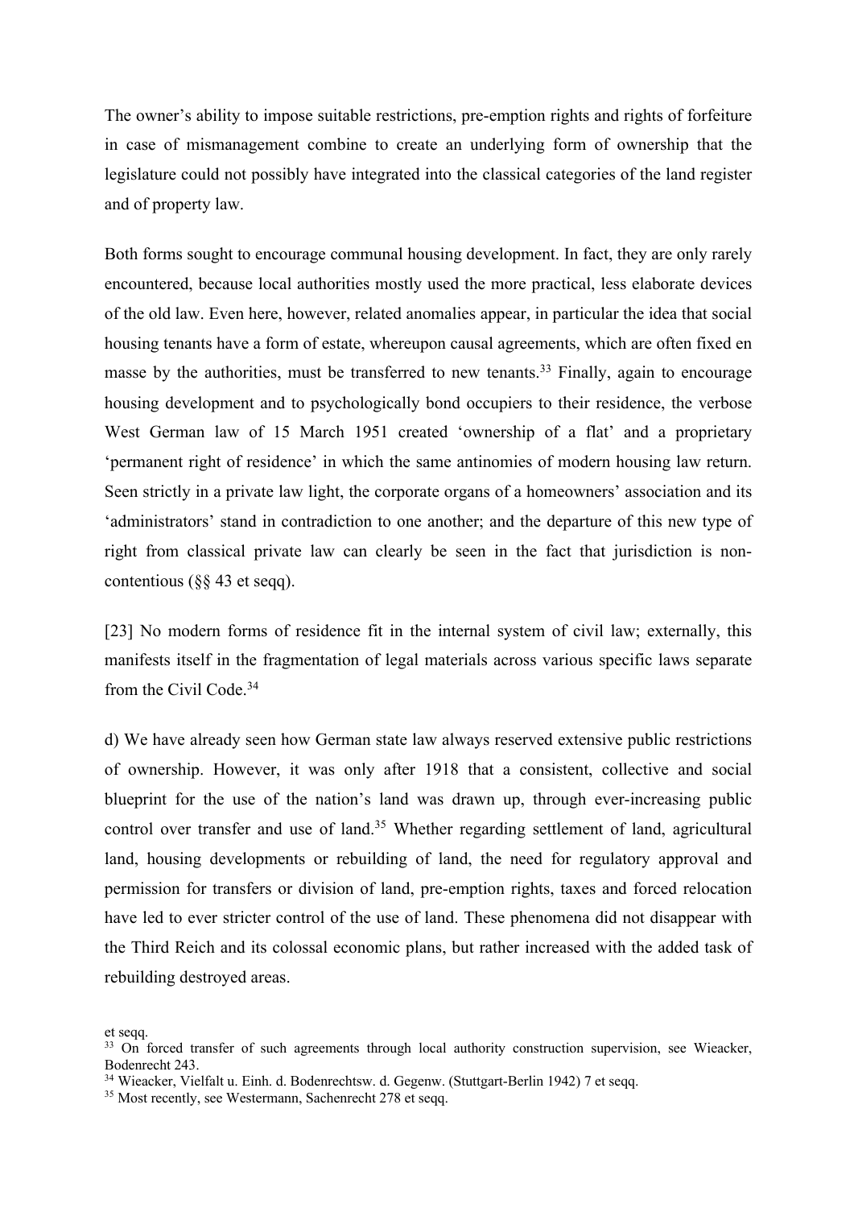The owner's ability to impose suitable restrictions, pre-emption rights and rights of forfeiture in case of mismanagement combine to create an underlying form of ownership that the legislature could not possibly have integrated into the classical categories of the land register and of property law.

Both forms sought to encourage communal housing development. In fact, they are only rarely encountered, because local authorities mostly used the more practical, less elaborate devices of the old law. Even here, however, related anomalies appear, in particular the idea that social housing tenants have a form of estate, whereupon causal agreements, which are often fixed en masse by the authorities, must be transferred to new tenants.[33] Finally, again to encourage housing development and to psychologically bond occupiers to their residence, the verbose West German law of 15 March 1951 created 'ownership of a flat' and a proprietary 'permanent right of residence' in which the same antinomies of modern housing law return. Seen strictly in a private law light, the corporate organs of a homeowners' association and its 'administrators' stand in contradiction to one another; and the departure of this new type of right from classical private law can clearly be seen in the fact that jurisdiction is non-contentious (§§ 43 et seqq).

[23] No modern forms of residence fit in the internal system of civil law; externally, this manifests itself in the fragmentation of legal materials across various specific laws separate from the Civil Code.[34]

d) We have already seen how German state law always reserved extensive public restrictions of ownership. However, it was only after 1918 that a consistent, collective and social blueprint for the use of the nation's land was drawn up, through ever-increasing public control over transfer and use of land.[35] Whether regarding settlement of land, agricultural land, housing developments or rebuilding of land, the need for regulatory approval and permission for transfers or division of land, pre-emption rights, taxes and forced relocation have led to ever stricter control of the use of land. These phenomena did not disappear with the Third Reich and its colossal economic plans, but rather increased with the added task of rebuilding destroyed areas.

et seqq.

[33] On forced transfer of such agreements through local authority construction supervision, see Wieacker, Bodenrecht 243.

[34] Wieacker, Vielfalt u. Einh. d. Bodenrechtsw. d. Gegenw. (Stuttgart-Berlin 1942) 7 et seqq.

[35] Most recently, see Westermann, Sachenrecht 278 et seqq.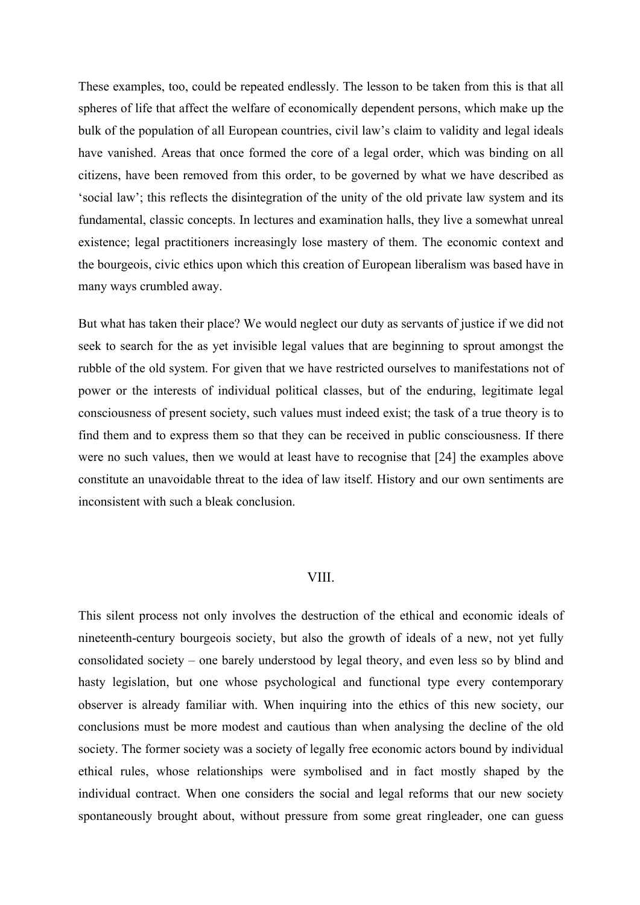These examples, too, could be repeated endlessly. The lesson to be taken from this is that all spheres of life that affect the welfare of economically dependent persons, which make up the bulk of the population of all European countries, civil law's claim to validity and legal ideals have vanished. Areas that once formed the core of a legal order, which was binding on all citizens, have been removed from this order, to be governed by what we have described as 'social law'; this reflects the disintegration of the unity of the old private law system and its fundamental, classic concepts. In lectures and examination halls, they live a somewhat unreal existence; legal practitioners increasingly lose mastery of them. The economic context and the bourgeois, civic ethics upon which this creation of European liberalism was based have in many ways crumbled away.

But what has taken their place? We would neglect our duty as servants of justice if we did not seek to search for the as yet invisible legal values that are beginning to sprout amongst the rubble of the old system. For given that we have restricted ourselves to manifestations not of power or the interests of individual political classes, but of the enduring, legitimate legal consciousness of present society, such values must indeed exist; the task of a true theory is to find them and to express them so that they can be received in public consciousness. If there were no such values, then we would at least have to recognise that [24] the examples above constitute an unavoidable threat to the idea of law itself. History and our own sentiments are inconsistent with such a bleak conclusion.

## VIII.

This silent process not only involves the destruction of the ethical and economic ideals of nineteenth-century bourgeois society, but also the growth of ideals of a new, not yet fully consolidated society – one barely understood by legal theory, and even less so by blind and hasty legislation, but one whose psychological and functional type every contemporary observer is already familiar with. When inquiring into the ethics of this new society, our conclusions must be more modest and cautious than when analysing the decline of the old society. The former society was a society of legally free economic actors bound by individual ethical rules, whose relationships were symbolised and in fact mostly shaped by the individual contract. When one considers the social and legal reforms that our new society spontaneously brought about, without pressure from some great ringleader, one can guess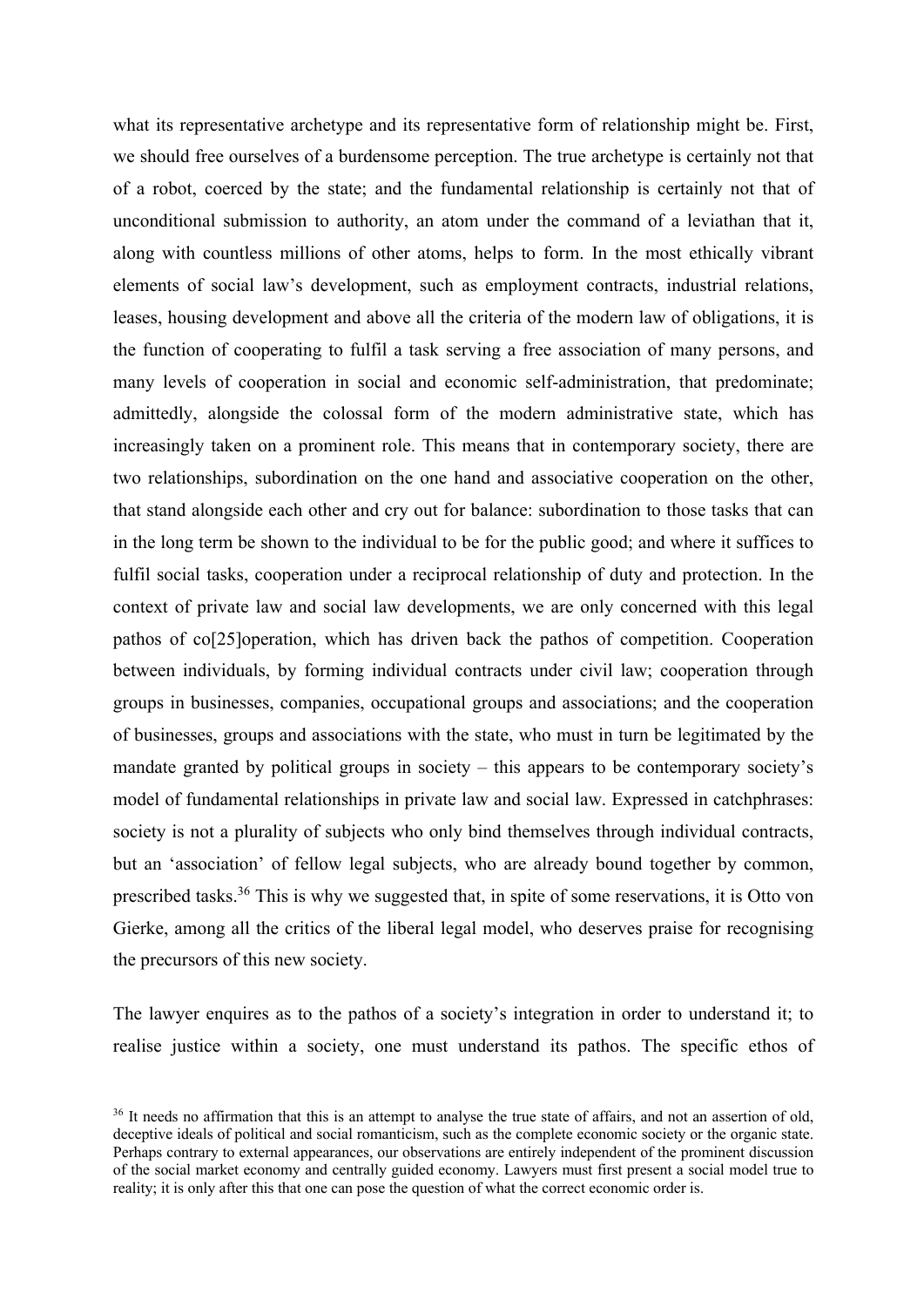what its representative archetype and its representative form of relationship might be. First, we should free ourselves of a burdensome perception. The true archetype is certainly not that of a robot, coerced by the state; and the fundamental relationship is certainly not that of unconditional submission to authority, an atom under the command of a leviathan that it, along with countless millions of other atoms, helps to form. In the most ethically vibrant elements of social law's development, such as employment contracts, industrial relations, leases, housing development and above all the criteria of the modern law of obligations, it is the function of cooperating to fulfil a task serving a free association of many persons, and many levels of cooperation in social and economic self-administration, that predominate; admittedly, alongside the colossal form of the modern administrative state, which has increasingly taken on a prominent role. This means that in contemporary society, there are two relationships, subordination on the one hand and associative cooperation on the other, that stand alongside each other and cry out for balance: subordination to those tasks that can in the long term be shown to the individual to be for the public good; and where it suffices to fulfil social tasks, cooperation under a reciprocal relationship of duty and protection. In the context of private law and social law developments, we are only concerned with this legal pathos of co[25]operation, which has driven back the pathos of competition. Cooperation between individuals, by forming individual contracts under civil law; cooperation through groups in businesses, companies, occupational groups and associations; and the cooperation of businesses, groups and associations with the state, who must in turn be legitimated by the mandate granted by political groups in society – this appears to be contemporary society's model of fundamental relationships in private law and social law. Expressed in catchphrases: society is not a plurality of subjects who only bind themselves through individual contracts, but an 'association' of fellow legal subjects, who are already bound together by common, prescribed tasks.[36] This is why we suggested that, in spite of some reservations, it is Otto von Gierke, among all the critics of the liberal legal model, who deserves praise for recognising the precursors of this new society.

The lawyer enquires as to the pathos of a society's integration in order to understand it; to realise justice within a society, one must understand its pathos. The specific ethos of

[36] It needs no affirmation that this is an attempt to analyse the true state of affairs, and not an assertion of old, deceptive ideals of political and social romanticism, such as the complete economic society or the organic state. Perhaps contrary to external appearances, our observations are entirely independent of the prominent discussion of the social market economy and centrally guided economy. Lawyers must first present a social model true to reality; it is only after this that one can pose the question of what the correct economic order is.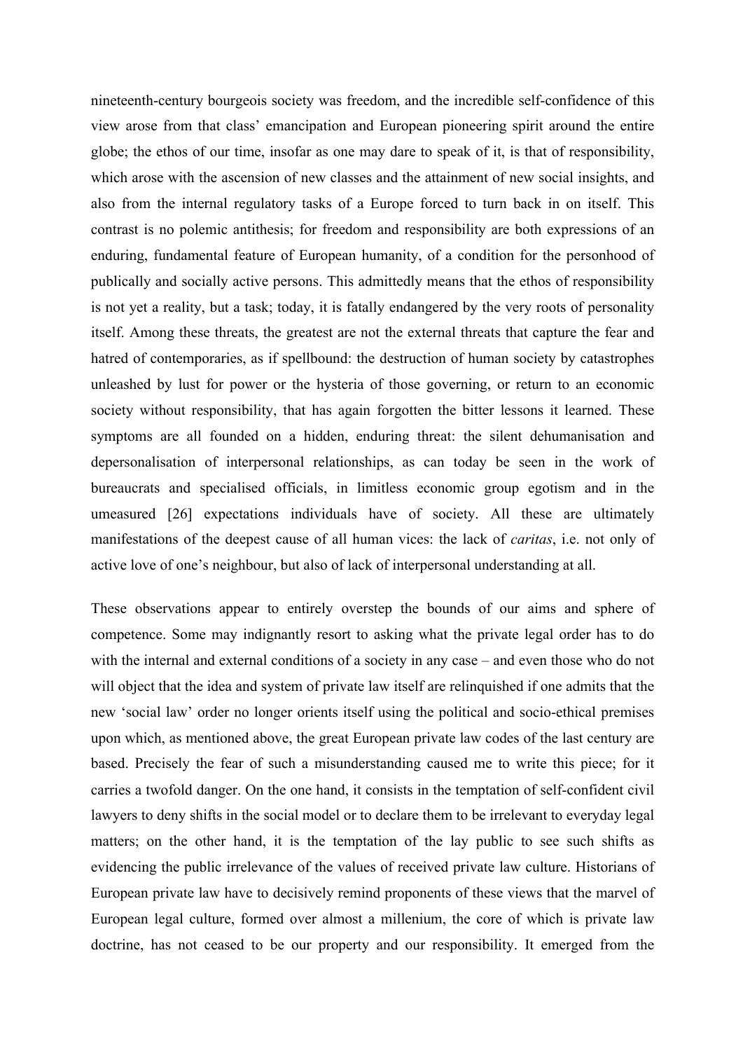nineteenth-century bourgeois society was freedom, and the incredible self-confidence of this view arose from that class' emancipation and European pioneering spirit around the entire globe; the ethos of our time, insofar as one may dare to speak of it, is that of responsibility, which arose with the ascension of new classes and the attainment of new social insights, and also from the internal regulatory tasks of a Europe forced to turn back in on itself. This contrast is no polemic antithesis; for freedom and responsibility are both expressions of an enduring, fundamental feature of European humanity, of a condition for the personhood of publically and socially active persons. This admittedly means that the ethos of responsibility is not yet a reality, but a task; today, it is fatally endangered by the very roots of personality itself. Among these threats, the greatest are not the external threats that capture the fear and hatred of contemporaries, as if spellbound: the destruction of human society by catastrophes unleashed by lust for power or the hysteria of those governing, or return to an economic society without responsibility, that has again forgotten the bitter lessons it learned. These symptoms are all founded on a hidden, enduring threat: the silent dehumanisation and depersonalisation of interpersonal relationships, as can today be seen in the work of bureaucrats and specialised officials, in limitless economic group egotism and in the umeasured [26] expectations individuals have of society. All these are ultimately manifestations of the deepest cause of all human vices: the lack of *caritas*, i.e. not only of active love of one's neighbour, but also of lack of interpersonal understanding at all.

These observations appear to entirely overstep the bounds of our aims and sphere of competence. Some may indignantly resort to asking what the private legal order has to do with the internal and external conditions of a society in any case – and even those who do not will object that the idea and system of private law itself are relinquished if one admits that the new 'social law' order no longer orients itself using the political and socio-ethical premises upon which, as mentioned above, the great European private law codes of the last century are based. Precisely the fear of such a misunderstanding caused me to write this piece; for it carries a twofold danger. On the one hand, it consists in the temptation of self-confident civil lawyers to deny shifts in the social model or to declare them to be irrelevant to everyday legal matters; on the other hand, it is the temptation of the lay public to see such shifts as evidencing the public irrelevance of the values of received private law culture. Historians of European private law have to decisively remind proponents of these views that the marvel of European legal culture, formed over almost a millenium, the core of which is private law doctrine, has not ceased to be our property and our responsibility. It emerged from the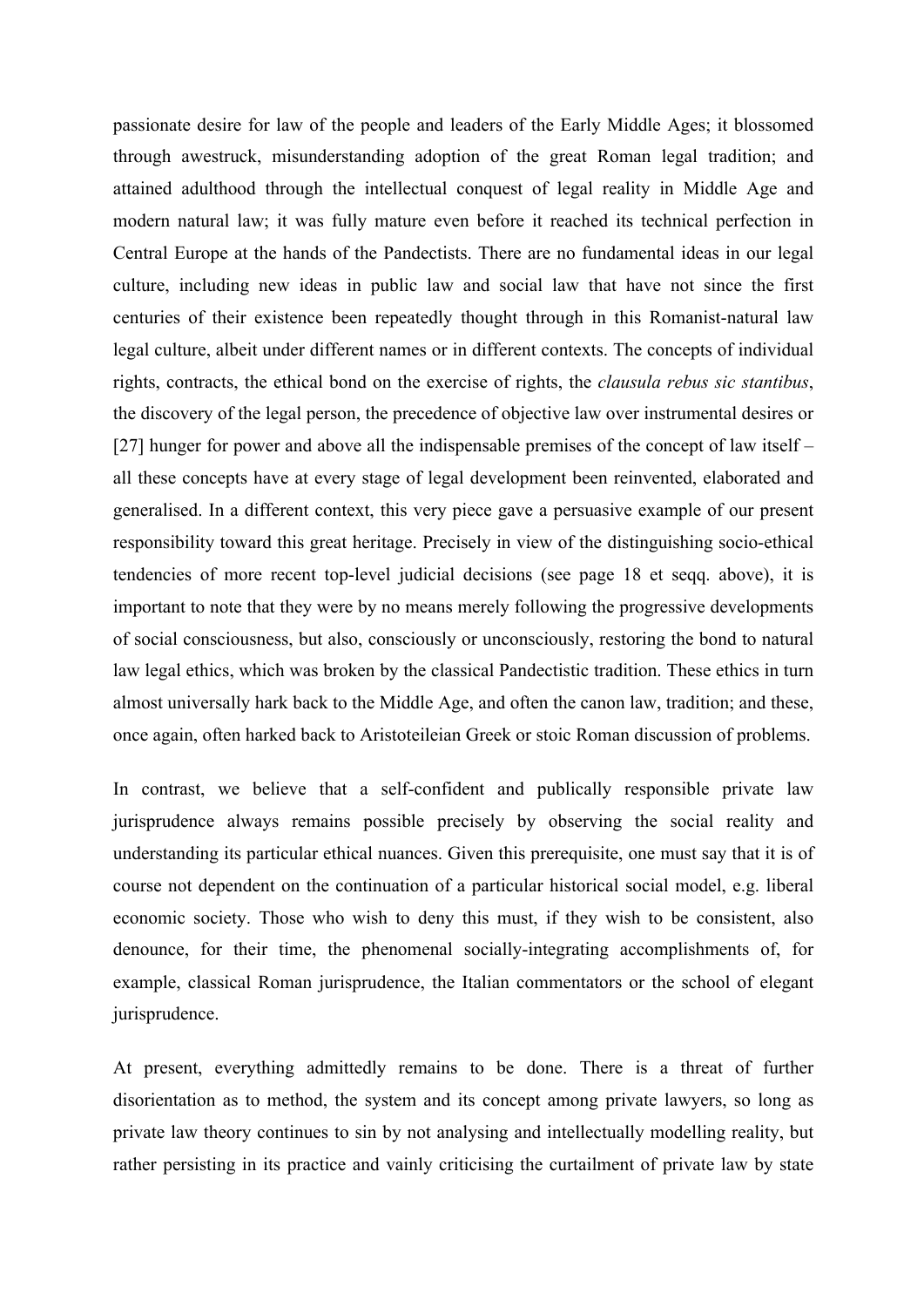passionate desire for law of the people and leaders of the Early Middle Ages; it blossomed through awestruck, misunderstanding adoption of the great Roman legal tradition; and attained adulthood through the intellectual conquest of legal reality in Middle Age and modern natural law; it was fully mature even before it reached its technical perfection in Central Europe at the hands of the Pandectists. There are no fundamental ideas in our legal culture, including new ideas in public law and social law that have not since the first centuries of their existence been repeatedly thought through in this Romanist-natural law legal culture, albeit under different names or in different contexts. The concepts of individual rights, contracts, the ethical bond on the exercise of rights, the *clausula rebus sic stantibus*, the discovery of the legal person, the precedence of objective law over instrumental desires or [27] hunger for power and above all the indispensable premises of the concept of law itself – all these concepts have at every stage of legal development been reinvented, elaborated and generalised. In a different context, this very piece gave a persuasive example of our present responsibility toward this great heritage. Precisely in view of the distinguishing socio-ethical tendencies of more recent top-level judicial decisions (see page 18 et seqq. above), it is important to note that they were by no means merely following the progressive developments of social consciousness, but also, consciously or unconsciously, restoring the bond to natural law legal ethics, which was broken by the classical Pandectistic tradition. These ethics in turn almost universally hark back to the Middle Age, and often the canon law, tradition; and these, once again, often harked back to Aristoteileian Greek or stoic Roman discussion of problems.

In contrast, we believe that a self-confident and publically responsible private law jurisprudence always remains possible precisely by observing the social reality and understanding its particular ethical nuances. Given this prerequisite, one must say that it is of course not dependent on the continuation of a particular historical social model, e.g. liberal economic society. Those who wish to deny this must, if they wish to be consistent, also denounce, for their time, the phenomenal socially-integrating accomplishments of, for example, classical Roman jurisprudence, the Italian commentators or the school of elegant jurisprudence.

At present, everything admittedly remains to be done. There is a threat of further disorientation as to method, the system and its concept among private lawyers, so long as private law theory continues to sin by not analysing and intellectually modelling reality, but rather persisting in its practice and vainly criticising the curtailment of private law by state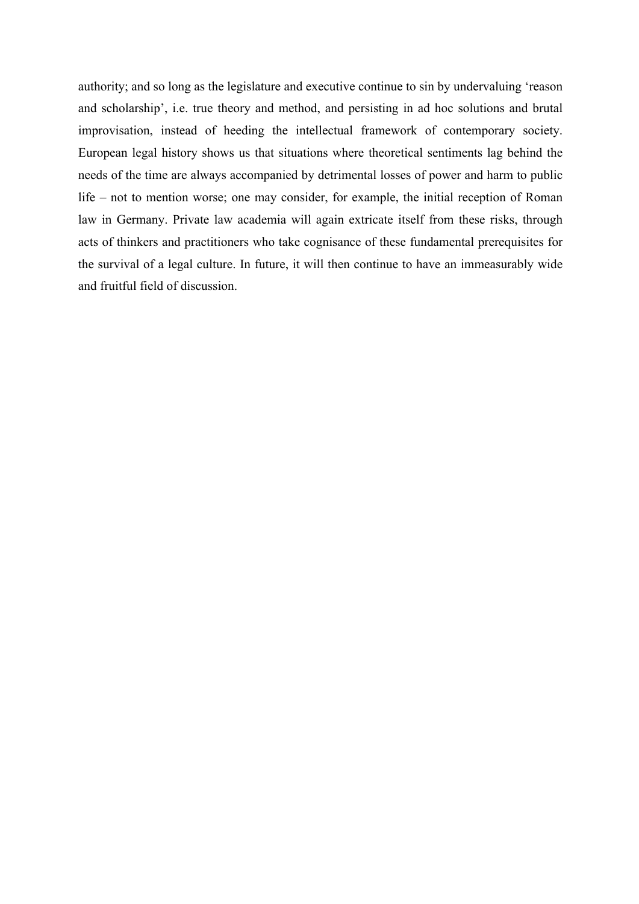authority; and so long as the legislature and executive continue to sin by undervaluing 'reason and scholarship', i.e. true theory and method, and persisting in ad hoc solutions and brutal improvisation, instead of heeding the intellectual framework of contemporary society. European legal history shows us that situations where theoretical sentiments lag behind the needs of the time are always accompanied by detrimental losses of power and harm to public life – not to mention worse; one may consider, for example, the initial reception of Roman law in Germany. Private law academia will again extricate itself from these risks, through acts of thinkers and practitioners who take cognisance of these fundamental prerequisites for the survival of a legal culture. In future, it will then continue to have an immeasurably wide and fruitful field of discussion.